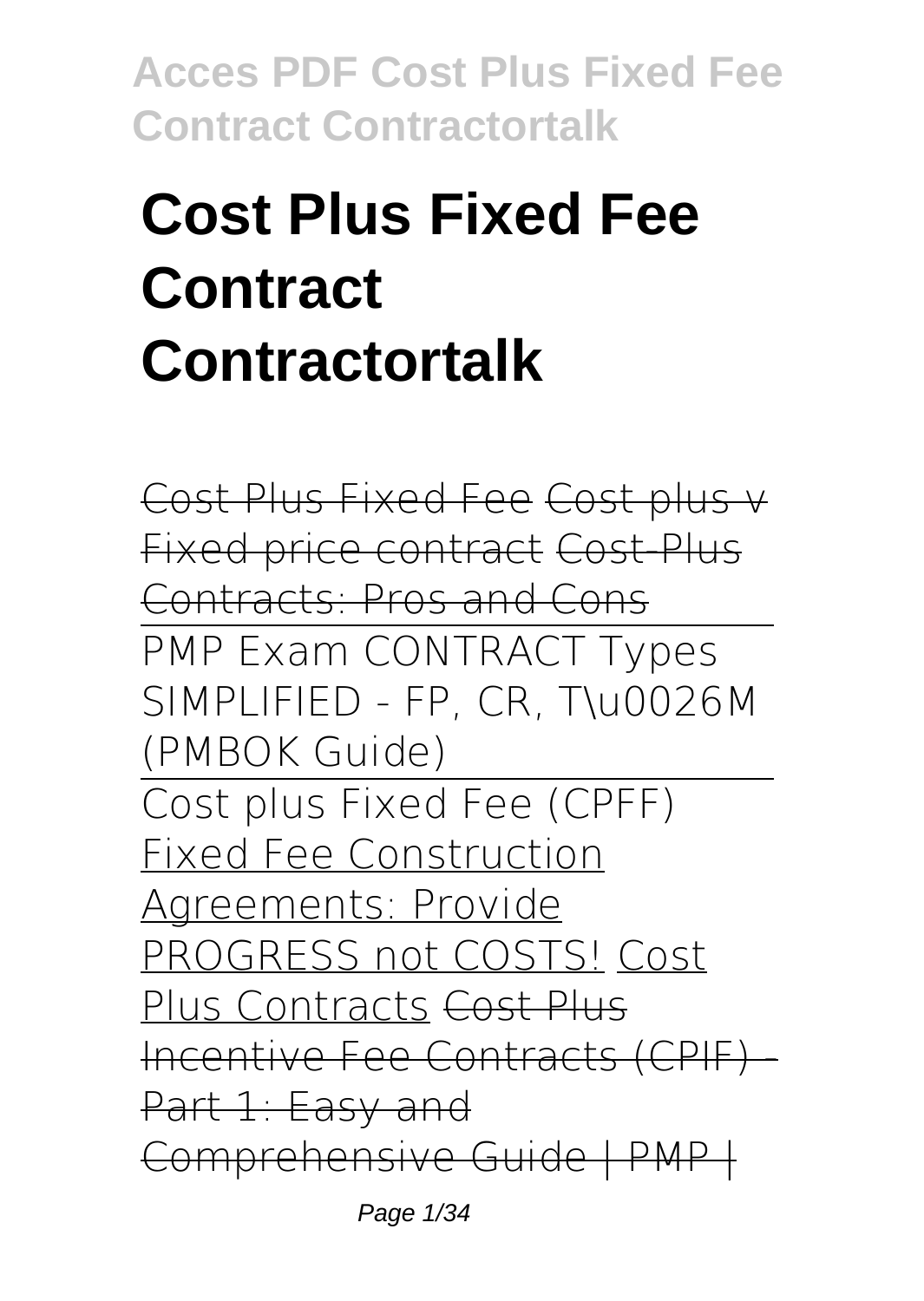# Cost Plus Fixed Fee Contract Contractortalk

~~Cost Plus Fixed Fee~~ ~~Cost plus v Fixed price contract~~ ~~Cost-Plus Contracts: Pros and Cons~~

PMP Exam CONTRACT Types SIMPLIFIED - FP, CR, T\u0026M (PMBOK Guide)

Cost plus Fixed Fee (CPFF)

Fixed Fee Construction Agreements: Provide PROGRESS not COSTS! Cost Plus Contracts ~~Cost Plus Incentive Fee Contracts (CPIF) - Part 1: Easy and Comprehensive Guide | PMP |~~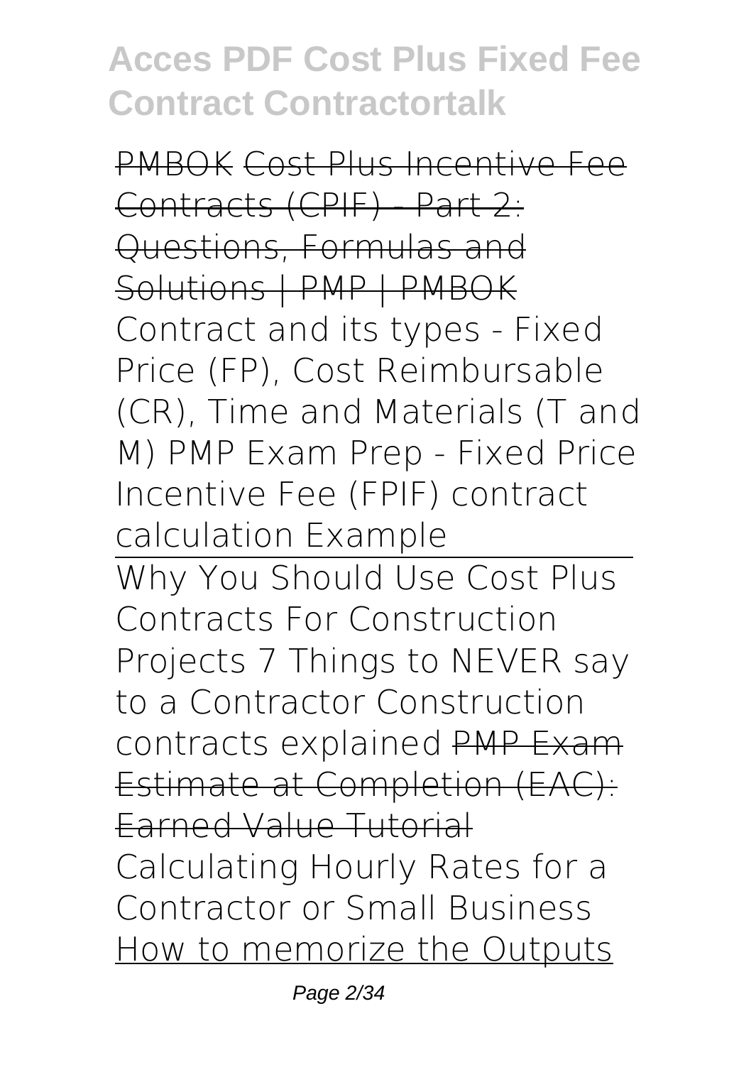PMBOK ~~Cost Plus Incentive Fee Contracts (CPIF) - Part 2: Questions, Formulas and Solutions | PMP | PMBOK~~ Contract and its types - Fixed Price (FP), Cost Reimbursable (CR), Time and Materials (T and M) PMP Exam Prep - Fixed Price Incentive Fee (FPIF) contract calculation Example

Why You Should Use Cost Plus Contracts For Construction Projects 7 Things to NEVER say to a Contractor Construction contracts explained ~~PMP Exam Estimate at Completion (EAC): Earned Value Tutorial~~ Calculating Hourly Rates for a Contractor or Small Business How to memorize the Outputs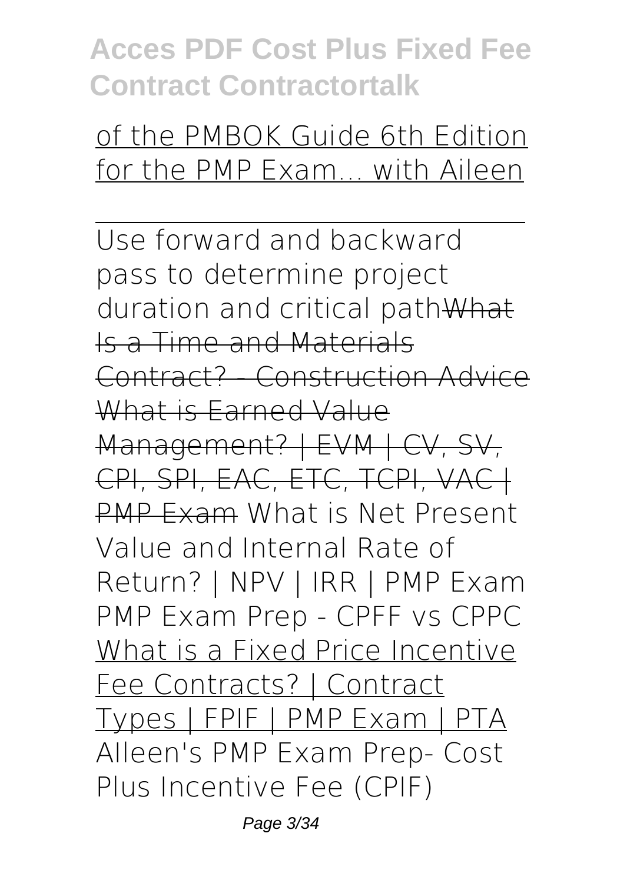of the PMBOK Guide 6th Edition for the PMP Exam... with Aileen

---

Use forward and backward pass to determine project duration and critical path~~What Is a Time and Materials Contract? - Construction Advice What is Earned Value Management? | EVM | CV, SV, CPI, SPI, EAC, ETC, TCPI, VAC | PMP Exam~~ What is Net Present Value and Internal Rate of Return? | NPV | IRR | PMP Exam PMP Exam Prep - CPFF vs CPPC What is a Fixed Price Incentive Fee Contracts? | Contract Types | FPIF | PMP Exam | PTA AIleen's PMP Exam Prep- Cost Plus Incentive Fee (CPIF)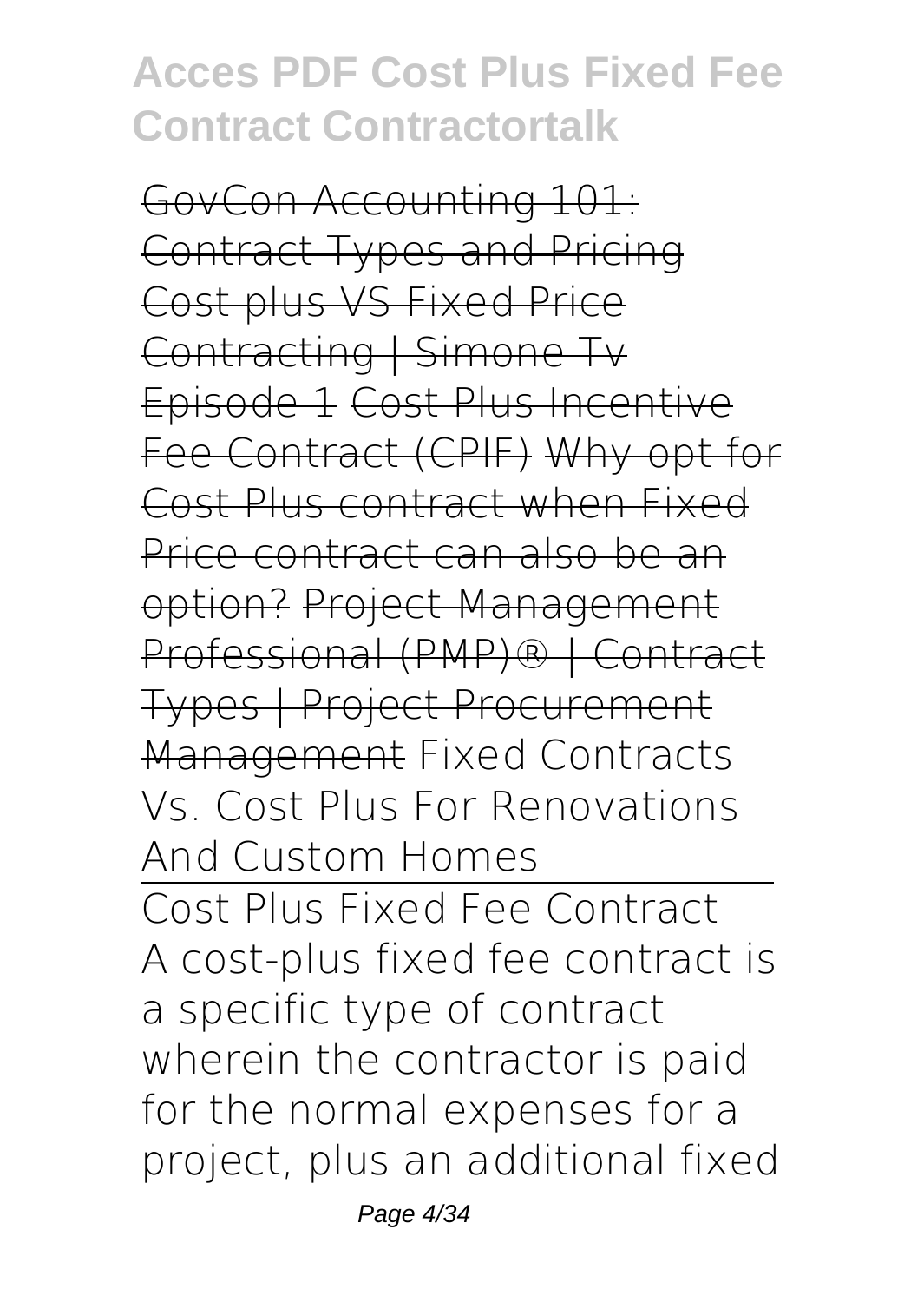~~GovCon Accounting 101: Contract Types and Pricing~~ ~~Cost plus VS Fixed Price Contracting | Simone Tv Episode 1~~ ~~Cost Plus Incentive Fee Contract (CPIF)~~ ~~Why opt for Cost Plus contract when Fixed Price contract can also be an option?~~ ~~Project Management Professional (PMP)® | Contract Types | Project Procurement Management~~ Fixed Contracts Vs. Cost Plus For Renovations And Custom Homes

Cost Plus Fixed Fee Contract

A cost-plus fixed fee contract is a specific type of contract wherein the contractor is paid for the normal expenses for a project, plus an additional fixed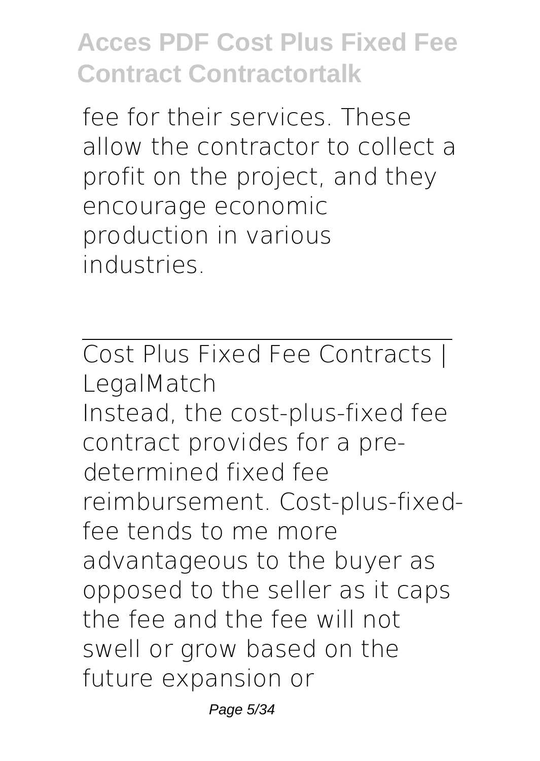fee for their services. These allow the contractor to collect a profit on the project, and they encourage economic production in various industries.

Cost Plus Fixed Fee Contracts | LegalMatch

Instead, the cost-plus-fixed fee contract provides for a pre-determined fixed fee reimbursement. Cost-plus-fixed-fee tends to me more advantageous to the buyer as opposed to the seller as it caps the fee and the fee will not swell or grow based on the future expansion or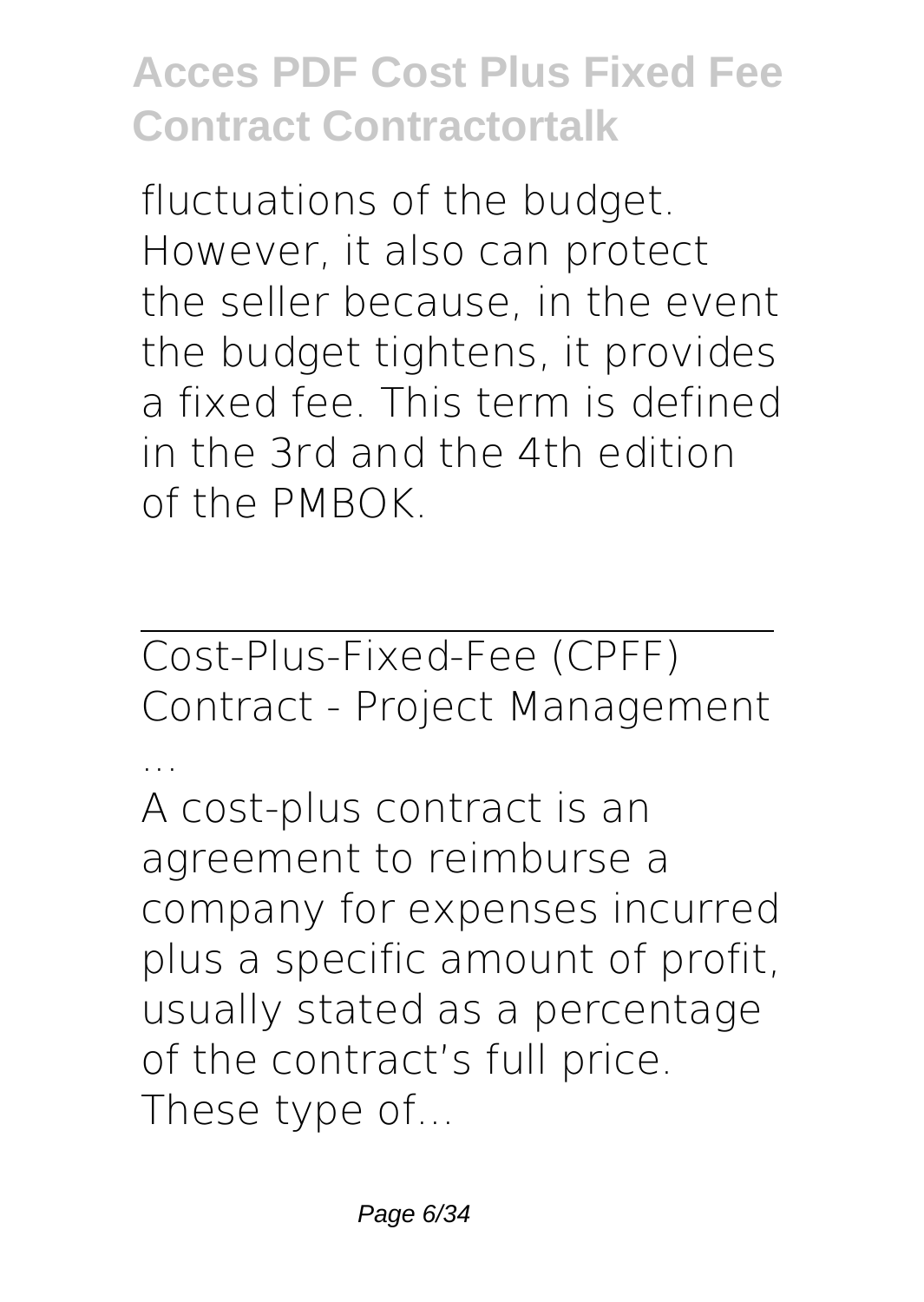fluctuations of the budget. However, it also can protect the seller because, in the event the budget tightens, it provides a fixed fee. This term is defined in the 3rd and the 4th edition of the PMBOK.

---

Cost-Plus-Fixed-Fee (CPFF) Contract - Project Management ...

A cost-plus contract is an agreement to reimburse a company for expenses incurred plus a specific amount of profit, usually stated as a percentage of the contract's full price. These type of...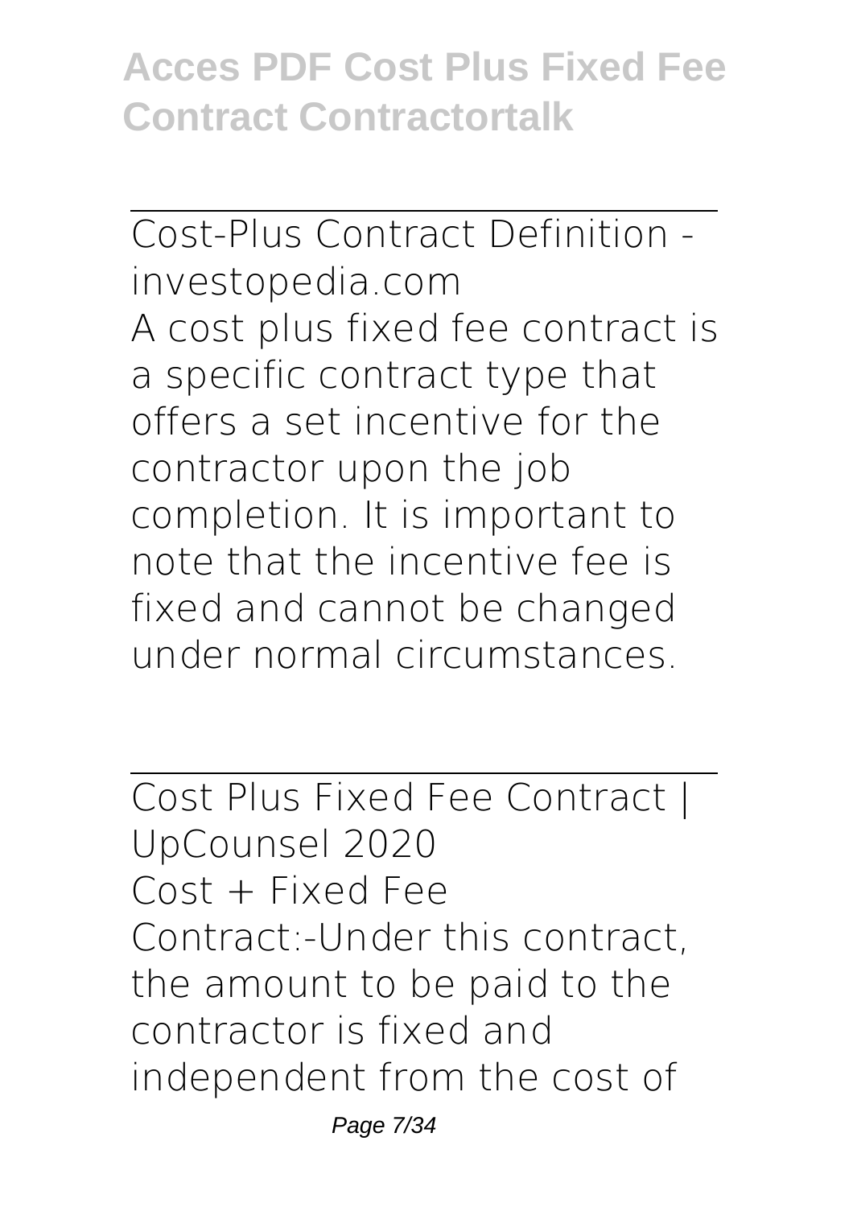Cost-Plus Contract Definition - investopedia.com

A cost plus fixed fee contract is a specific contract type that offers a set incentive for the contractor upon the job completion. It is important to note that the incentive fee is fixed and cannot be changed under normal circumstances.

Cost Plus Fixed Fee Contract | UpCounsel 2020

Cost + Fixed Fee Contract:-Under this contract, the amount to be paid to the contractor is fixed and independent from the cost of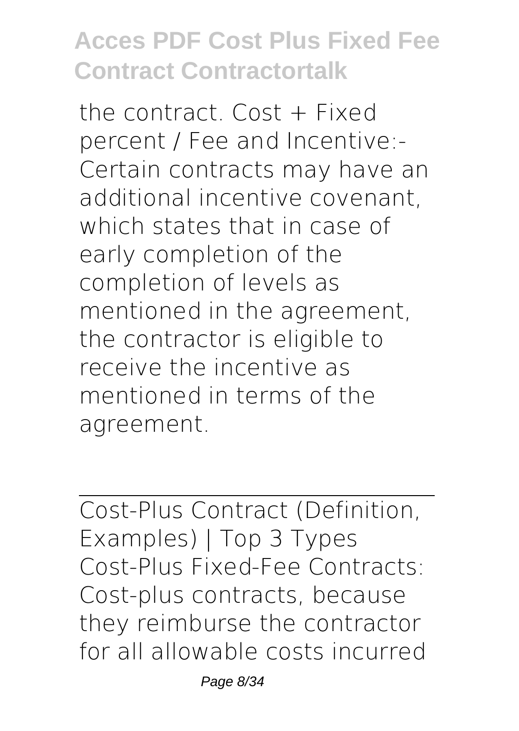the contract. Cost + Fixed percent / Fee and Incentive:- Certain contracts may have an additional incentive covenant, which states that in case of early completion of the completion of levels as mentioned in the agreement, the contractor is eligible to receive the incentive as mentioned in terms of the agreement.

---

Cost-Plus Contract (Definition, Examples) | Top 3 Types

Cost-Plus Fixed-Fee Contracts: Cost-plus contracts, because they reimburse the contractor for all allowable costs incurred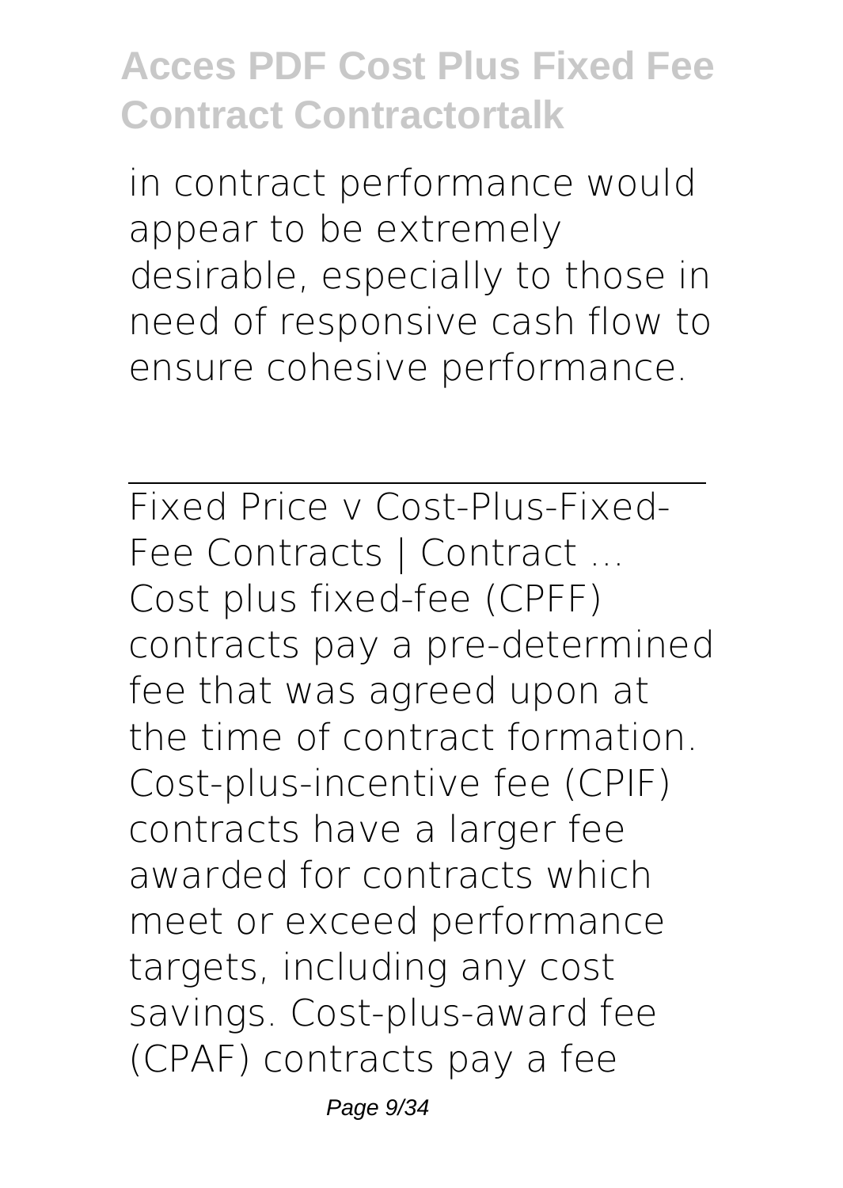in contract performance would appear to be extremely desirable, especially to those in need of responsive cash flow to ensure cohesive performance.

---

Fixed Price v Cost-Plus-Fixed-Fee Contracts | Contract ...

Cost plus fixed-fee (CPFF) contracts pay a pre-determined fee that was agreed upon at the time of contract formation. Cost-plus-incentive fee (CPIF) contracts have a larger fee awarded for contracts which meet or exceed performance targets, including any cost savings. Cost-plus-award fee (CPAF) contracts pay a fee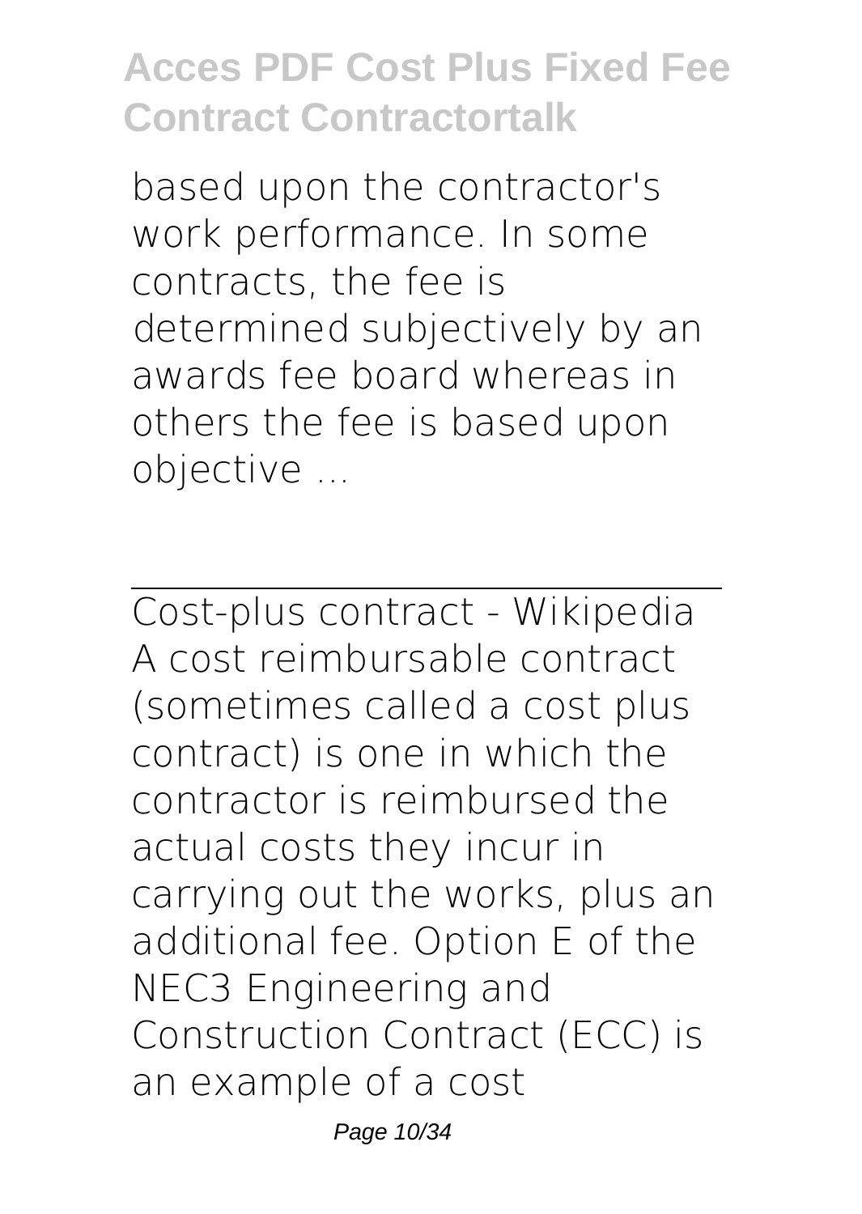based upon the contractor's work performance. In some contracts, the fee is determined subjectively by an awards fee board whereas in others the fee is based upon objective ...

---

Cost-plus contract - Wikipedia

A cost reimbursable contract (sometimes called a cost plus contract) is one in which the contractor is reimbursed the actual costs they incur in carrying out the works, plus an additional fee. Option E of the NEC3 Engineering and Construction Contract (ECC) is an example of a cost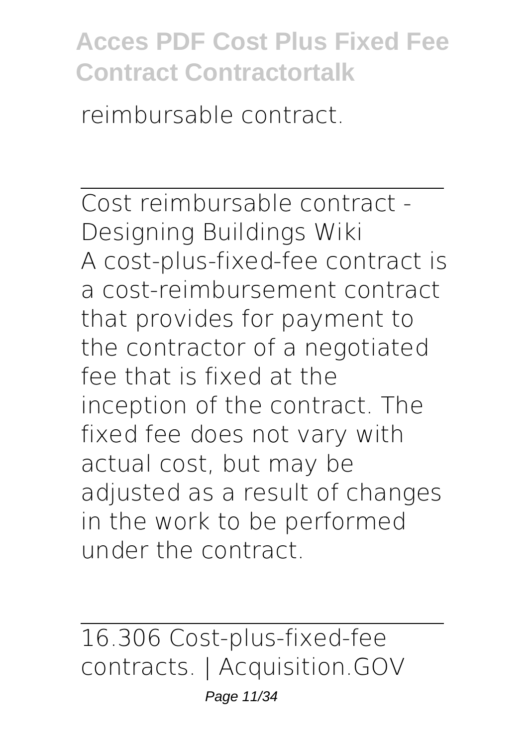reimbursable contract.

---

Cost reimbursable contract - Designing Buildings Wiki

A cost-plus-fixed-fee contract is a cost-reimbursement contract that provides for payment to the contractor of a negotiated fee that is fixed at the inception of the contract. The fixed fee does not vary with actual cost, but may be adjusted as a result of changes in the work to be performed under the contract.

---

16.306 Cost-plus-fixed-fee contracts. | Acquisition.GOV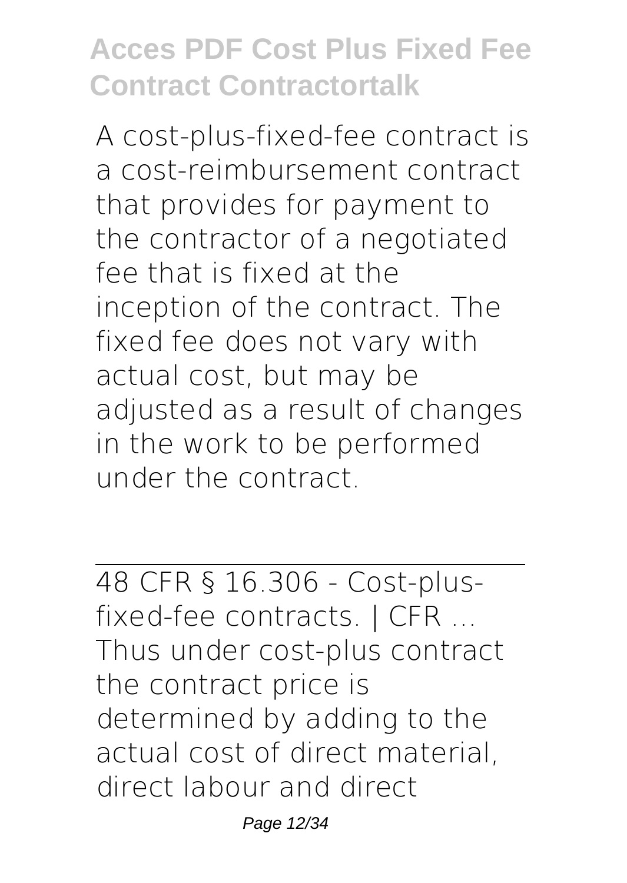A cost-plus-fixed-fee contract is a cost-reimbursement contract that provides for payment to the contractor of a negotiated fee that is fixed at the inception of the contract. The fixed fee does not vary with actual cost, but may be adjusted as a result of changes in the work to be performed under the contract.

48 CFR § 16.306 - Cost-plus-fixed-fee contracts. | CFR ...

Thus under cost-plus contract the contract price is determined by adding to the actual cost of direct material, direct labour and direct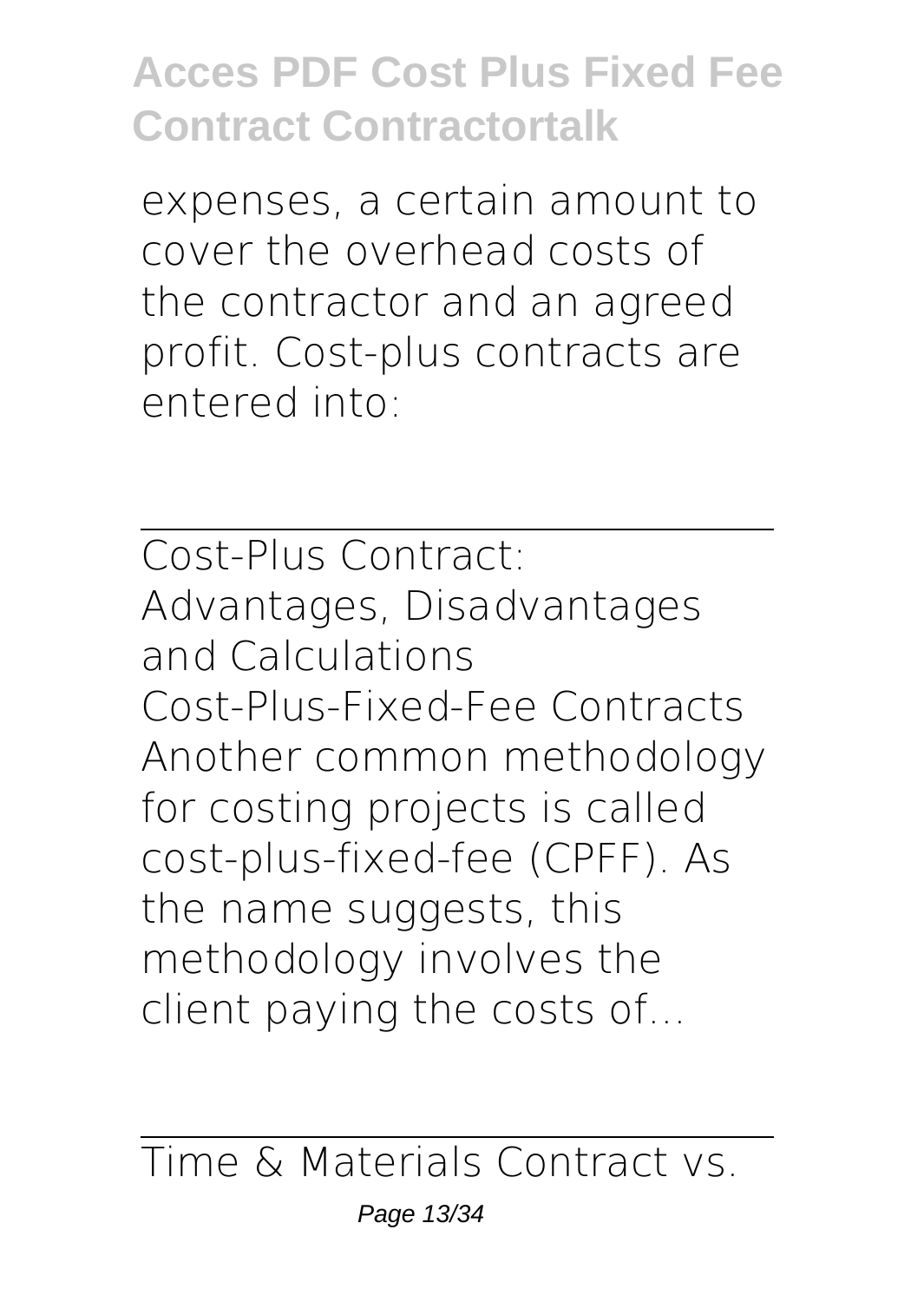expenses, a certain amount to cover the overhead costs of the contractor and an agreed profit. Cost-plus contracts are entered into:

---

Cost-Plus Contract: Advantages, Disadvantages and Calculations

Cost-Plus-Fixed-Fee Contracts Another common methodology for costing projects is called cost-plus-fixed-fee (CPFF). As the name suggests, this methodology involves the client paying the costs of...

---

Time & Materials Contract vs.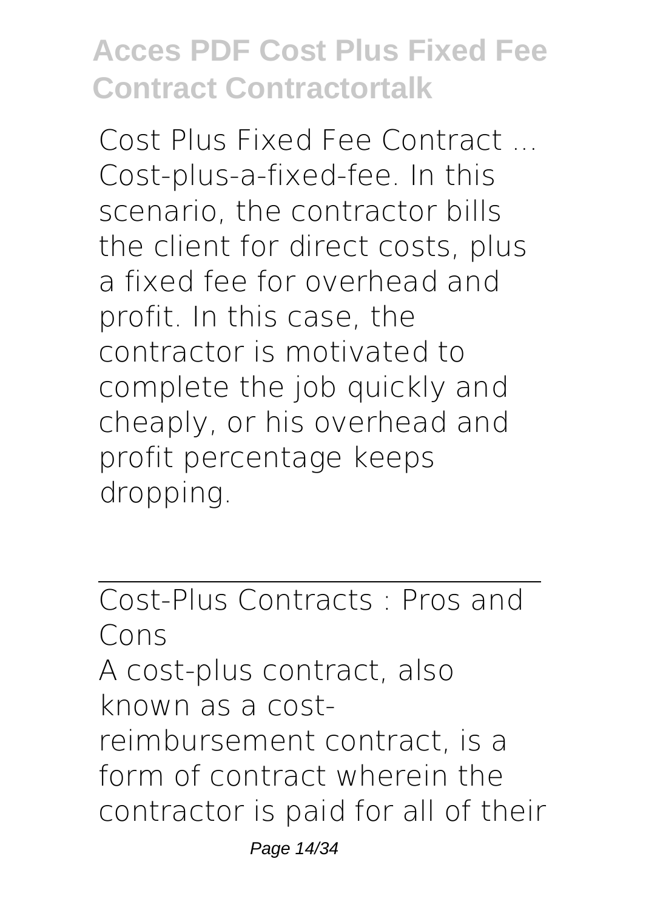Cost Plus Fixed Fee Contract ... Cost-plus-a-fixed-fee. In this scenario, the contractor bills the client for direct costs, plus a fixed fee for overhead and profit. In this case, the contractor is motivated to complete the job quickly and cheaply, or his overhead and profit percentage keeps dropping.

Cost-Plus Contracts : Pros and Cons

A cost-plus contract, also known as a cost-reimbursement contract, is a form of contract wherein the contractor is paid for all of their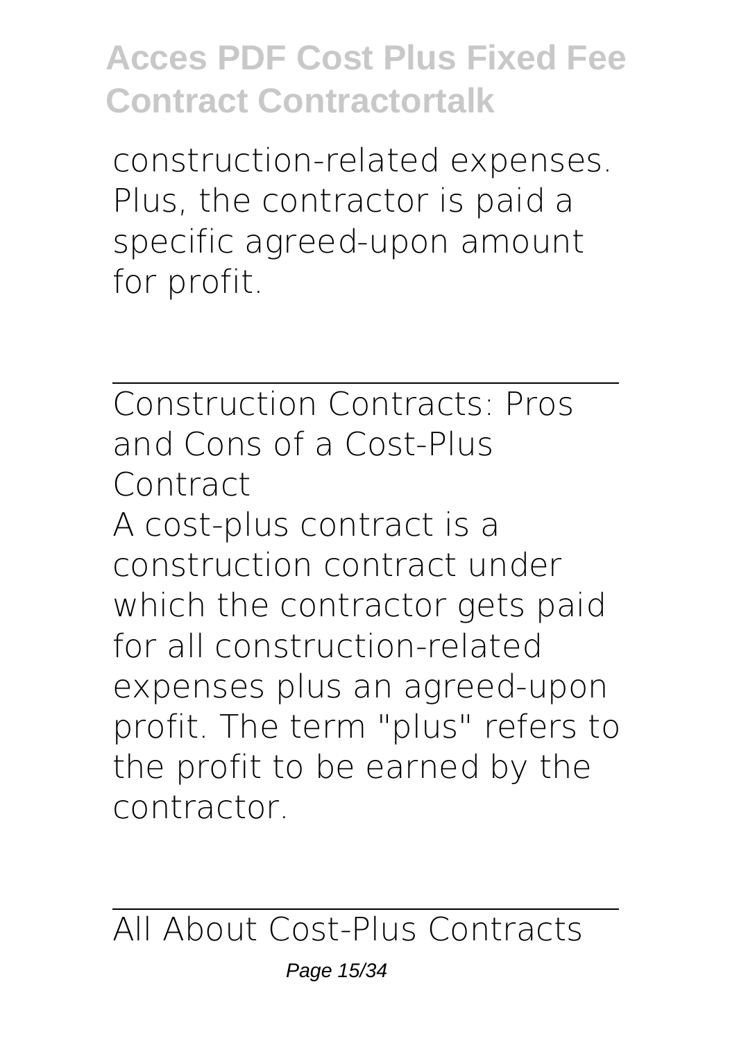construction-related expenses. Plus, the contractor is paid a specific agreed-upon amount for profit.

---

## Construction Contracts: Pros and Cons of a Cost-Plus Contract

A cost-plus contract is a construction contract under which the contractor gets paid for all construction-related expenses plus an agreed-upon profit. The term "plus" refers to the profit to be earned by the contractor.

---

## All About Cost-Plus Contracts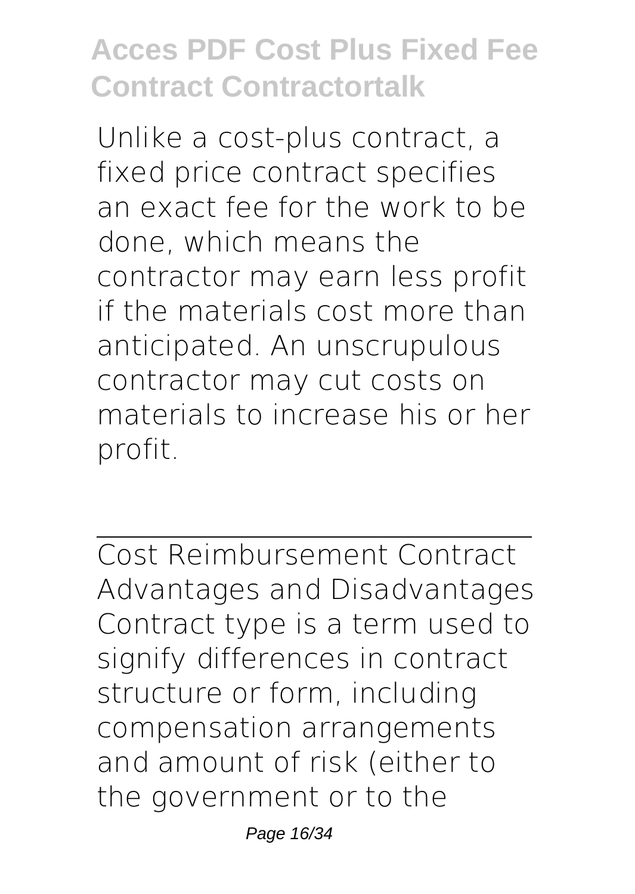Unlike a cost-plus contract, a fixed price contract specifies an exact fee for the work to be done, which means the contractor may earn less profit if the materials cost more than anticipated. An unscrupulous contractor may cut costs on materials to increase his or her profit.

---

Cost Reimbursement Contract Advantages and Disadvantages
Contract type is a term used to signify differences in contract structure or form, including compensation arrangements and amount of risk (either to the government or to the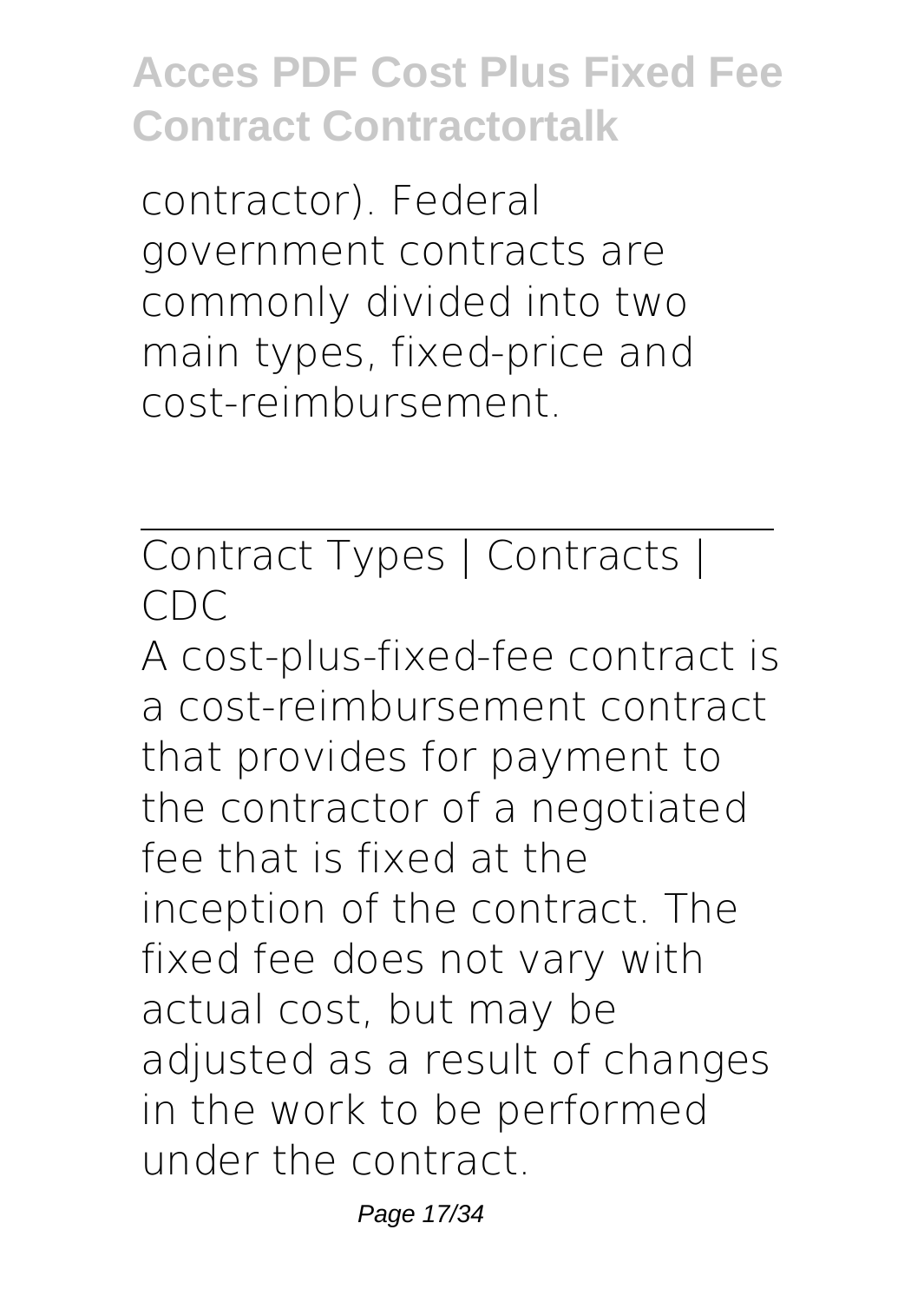contractor). Federal government contracts are commonly divided into two main types, fixed-price and cost-reimbursement.

## Contract Types | Contracts | CDC

A cost-plus-fixed-fee contract is a cost-reimbursement contract that provides for payment to the contractor of a negotiated fee that is fixed at the inception of the contract. The fixed fee does not vary with actual cost, but may be adjusted as a result of changes in the work to be performed under the contract.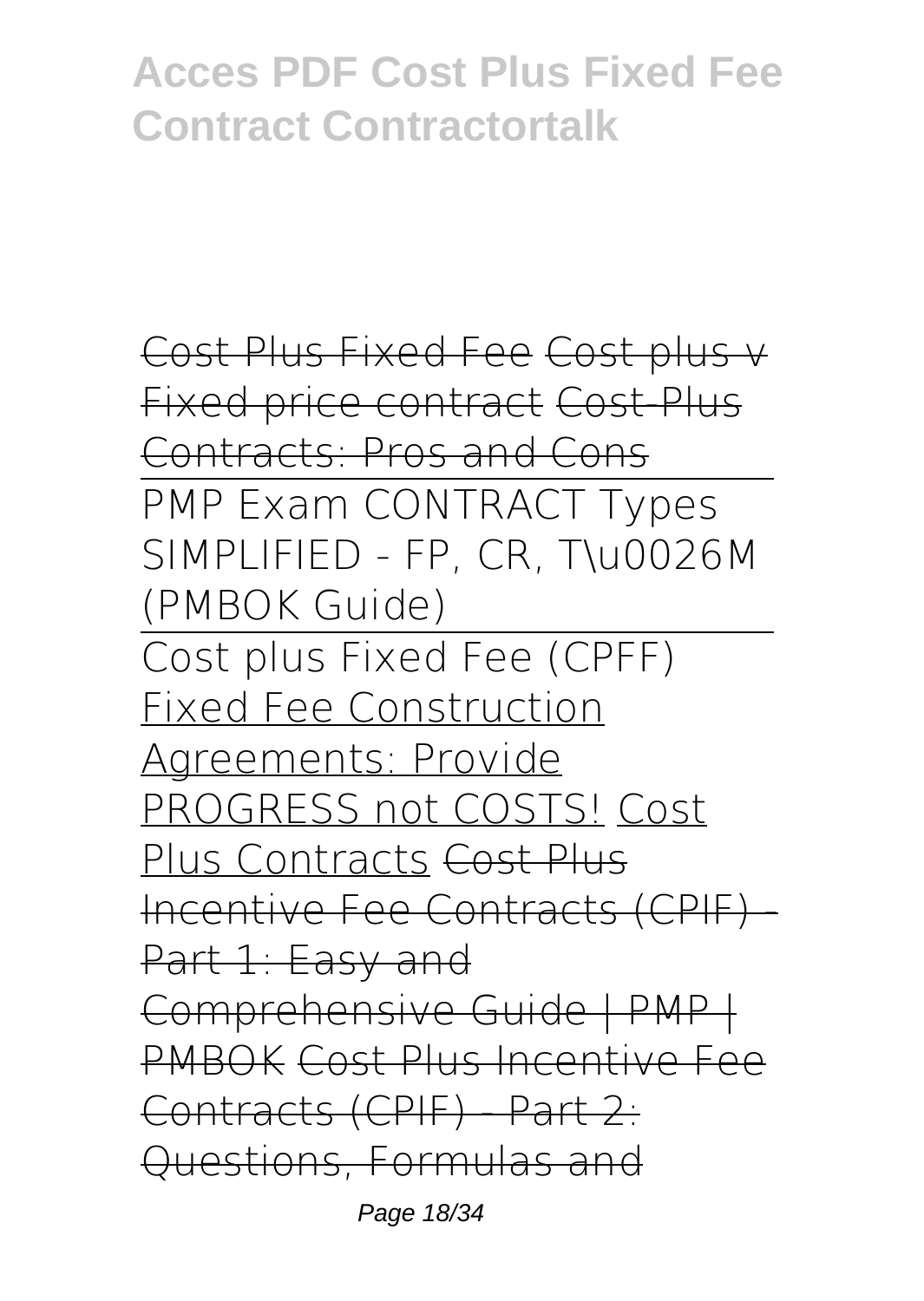Cost Plus Fixed Fee Cost plus v Fixed price contract Cost-Plus Contracts: Pros and Cons

PMP Exam CONTRACT Types SIMPLIFIED - FP, CR, T\u0026M (PMBOK Guide)

Cost plus Fixed Fee (CPFF) Fixed Fee Construction Agreements: Provide PROGRESS not COSTS! Cost Plus Contracts Cost Plus Incentive Fee Contracts (CPIF) - Part 1: Easy and Comprehensive Guide | PMP | PMBOK Cost Plus Incentive Fee Contracts (CPIF) - Part 2: Questions, Formulas and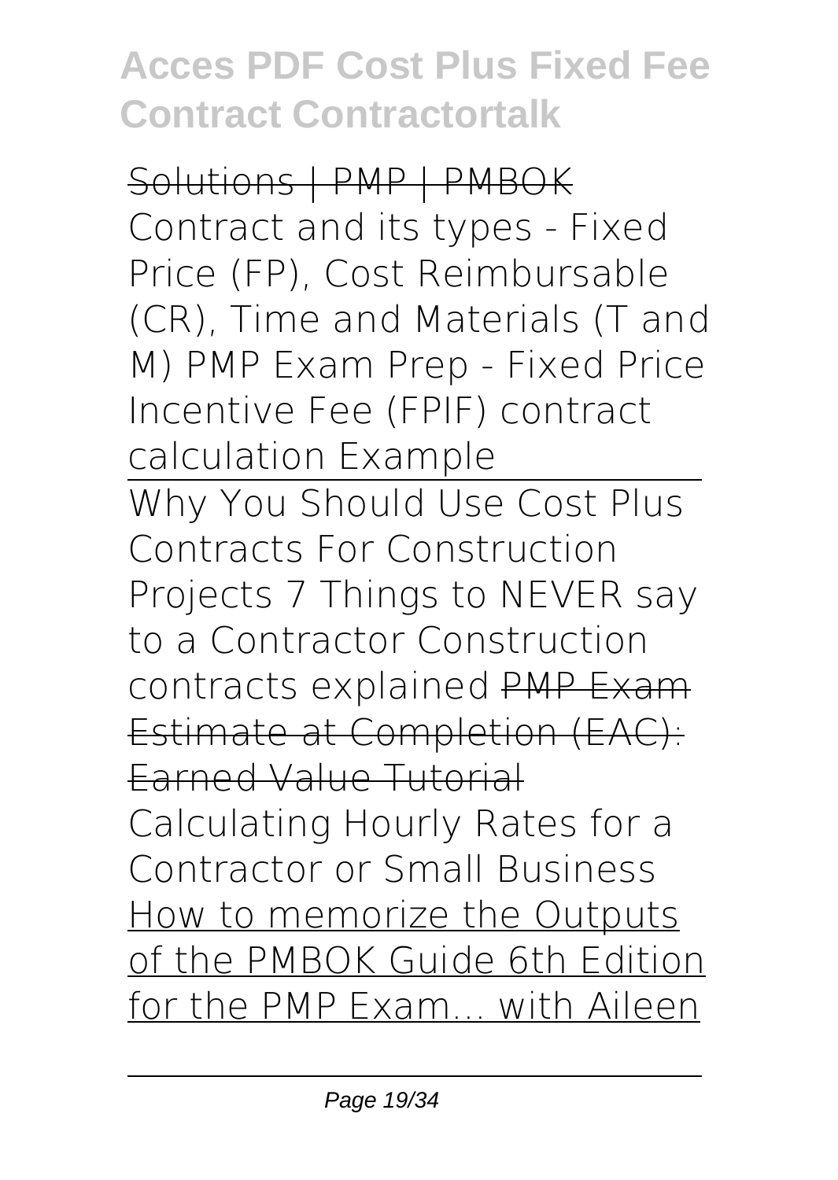~~Solutions | PMP | PMBOK~~

Contract and its types - Fixed Price (FP), Cost Reimbursable (CR), Time and Materials (T and M) PMP Exam Prep - Fixed Price Incentive Fee (FPIF) contract calculation Example

Why You Should Use Cost Plus Contracts For Construction Projects 7 Things to NEVER say to a Contractor Construction contracts explained ~~PMP Exam Estimate at Completion (EAC): Earned Value Tutorial~~

Calculating Hourly Rates for a Contractor or Small Business How to memorize the Outputs of the PMBOK Guide 6th Edition for the PMP Exam... with Aileen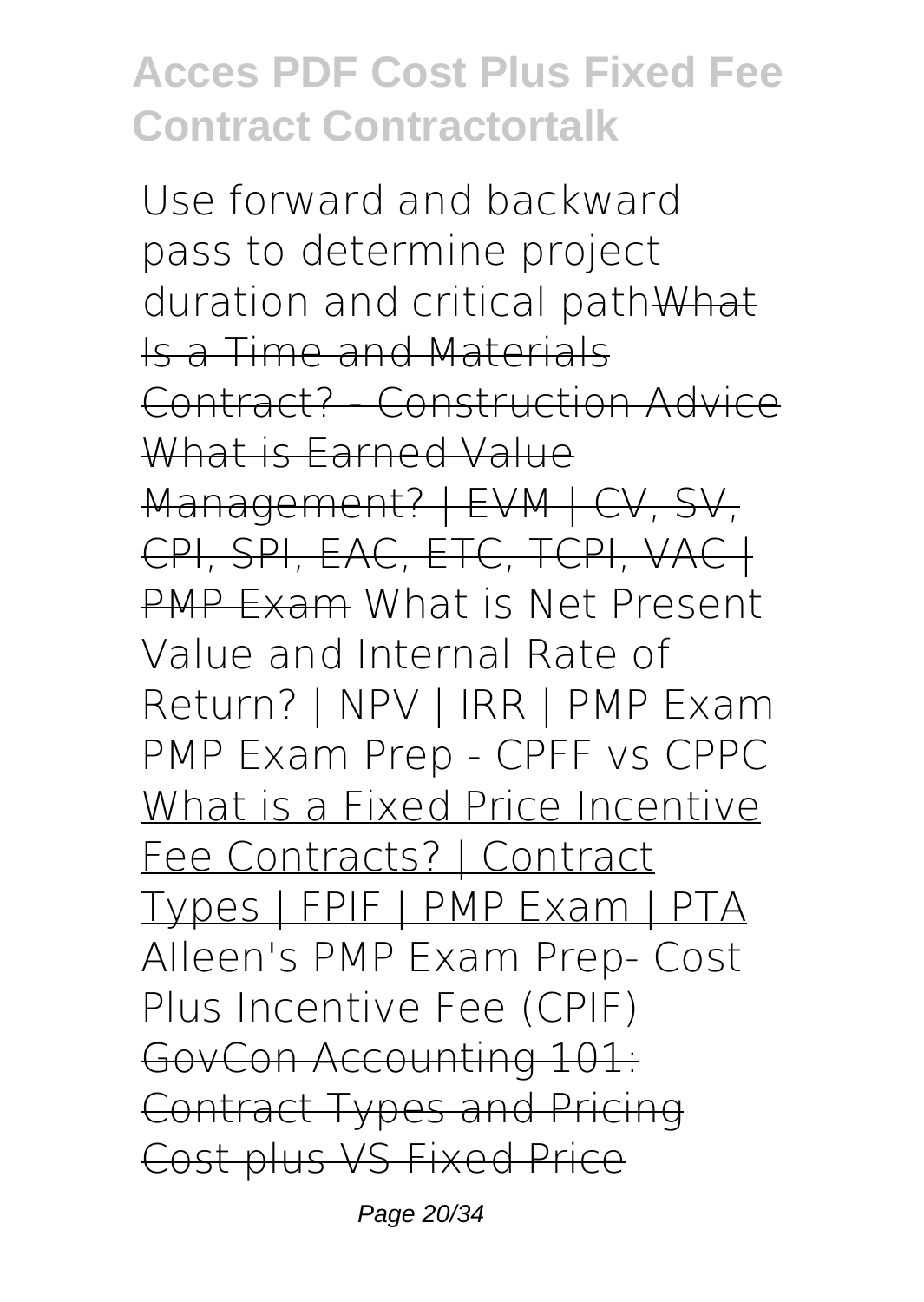Use forward and backward pass to determine project duration and critical path~~What Is a Time and Materials Contract? - Construction Advice~~ ~~What is Earned Value Management? | EVM | CV, SV, CPI, SPI, EAC, ETC, TCPI, VAC | PMP Exam~~ What is Net Present Value and Internal Rate of Return? | NPV | IRR | PMP Exam PMP Exam Prep - CPFF vs CPPC What is a Fixed Price Incentive Fee Contracts? | Contract Types | FPIF | PMP Exam | PTA Alleen's PMP Exam Prep- Cost Plus Incentive Fee (CPIF) ~~GovCon Accounting 101: Contract Types and Pricing~~ ~~Cost plus VS Fixed Price~~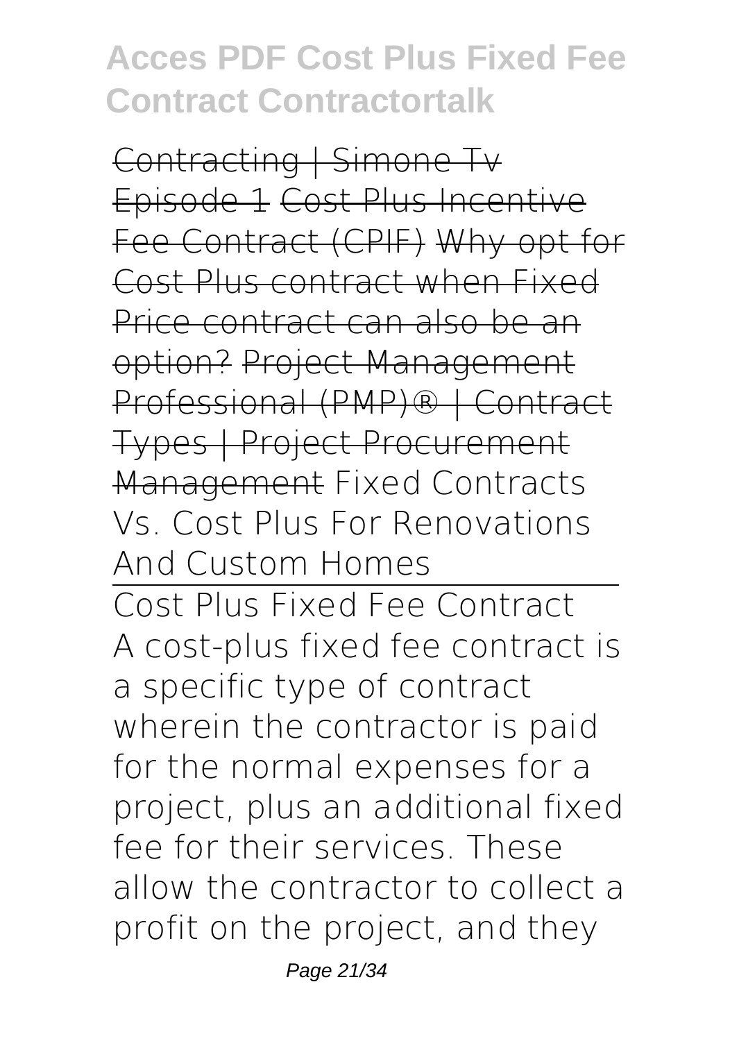~~Contracting | Simone Tv Episode 1~~ ~~Cost Plus Incentive Fee Contract (CPIF)~~ ~~Why opt for Cost Plus contract when Fixed Price contract can also be an option?~~ ~~Project Management Professional (PMP)® | Contract Types | Project Procurement Management~~ Fixed Contracts Vs. Cost Plus For Renovations And Custom Homes

~~Cost Plus Fixed Fee Contract~~

A cost-plus fixed fee contract is a specific type of contract wherein the contractor is paid for the normal expenses for a project, plus an additional fixed fee for their services. These allow the contractor to collect a profit on the project, and they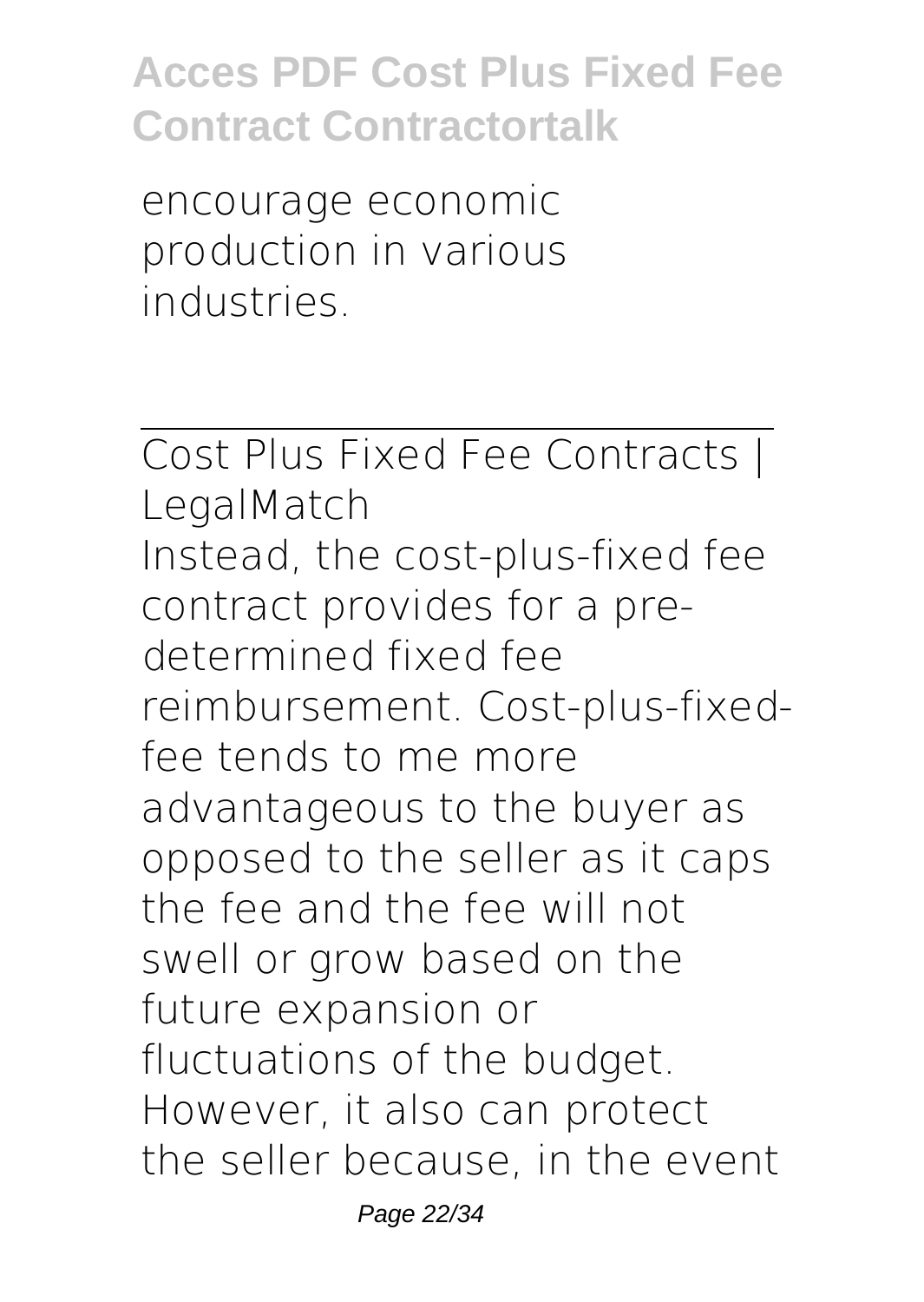encourage economic production in various industries.

## Cost Plus Fixed Fee Contracts | LegalMatch

Instead, the cost-plus-fixed fee contract provides for a pre-determined fixed fee reimbursement. Cost-plus-fixed-fee tends to me more advantageous to the buyer as opposed to the seller as it caps the fee and the fee will not swell or grow based on the future expansion or fluctuations of the budget. However, it also can protect the seller because, in the event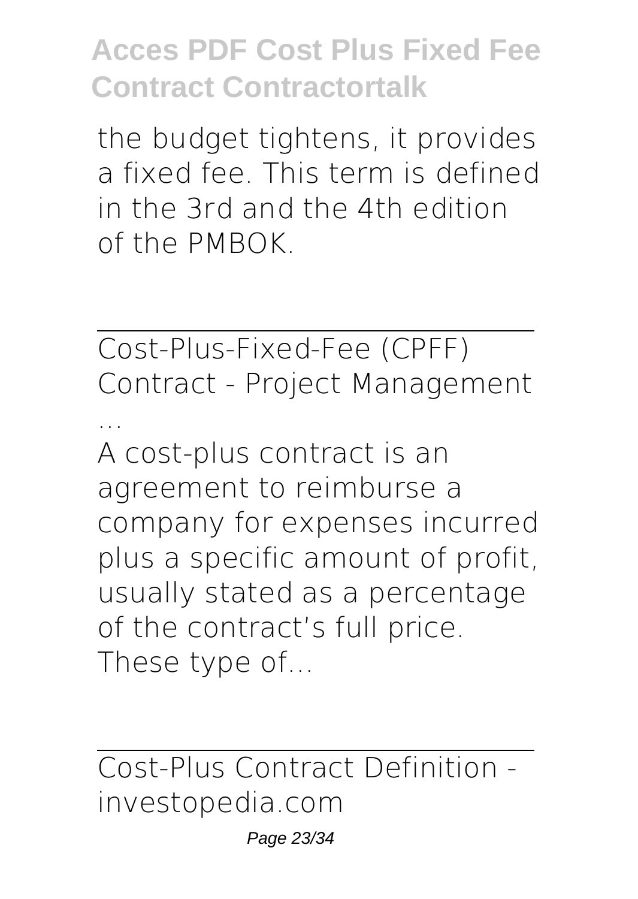the budget tightens, it provides a fixed fee. This term is defined in the 3rd and the 4th edition of the PMBOK.

Cost-Plus-Fixed-Fee (CPFF) Contract - Project Management ...

A cost-plus contract is an agreement to reimburse a company for expenses incurred plus a specific amount of profit, usually stated as a percentage of the contract's full price. These type of...

Cost-Plus Contract Definition - investopedia.com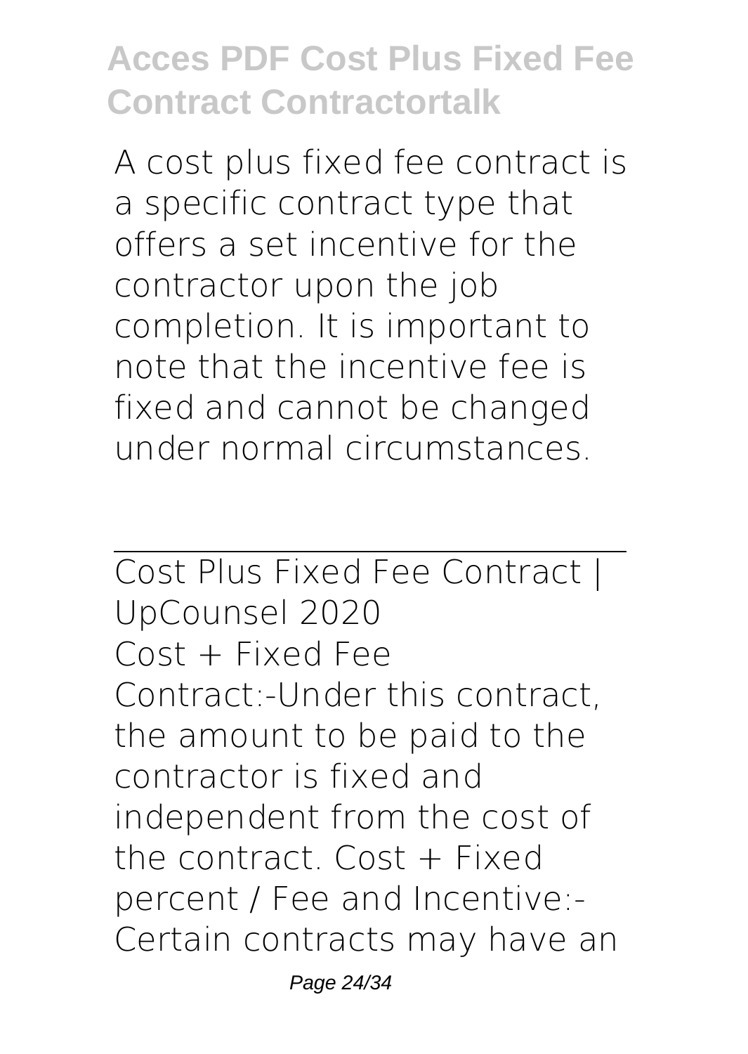A cost plus fixed fee contract is a specific contract type that offers a set incentive for the contractor upon the job completion. It is important to note that the incentive fee is fixed and cannot be changed under normal circumstances.

---

Cost Plus Fixed Fee Contract | UpCounsel 2020
Cost + Fixed Fee Contract:-Under this contract, the amount to be paid to the contractor is fixed and independent from the cost of the contract. Cost + Fixed percent / Fee and Incentive:- Certain contracts may have an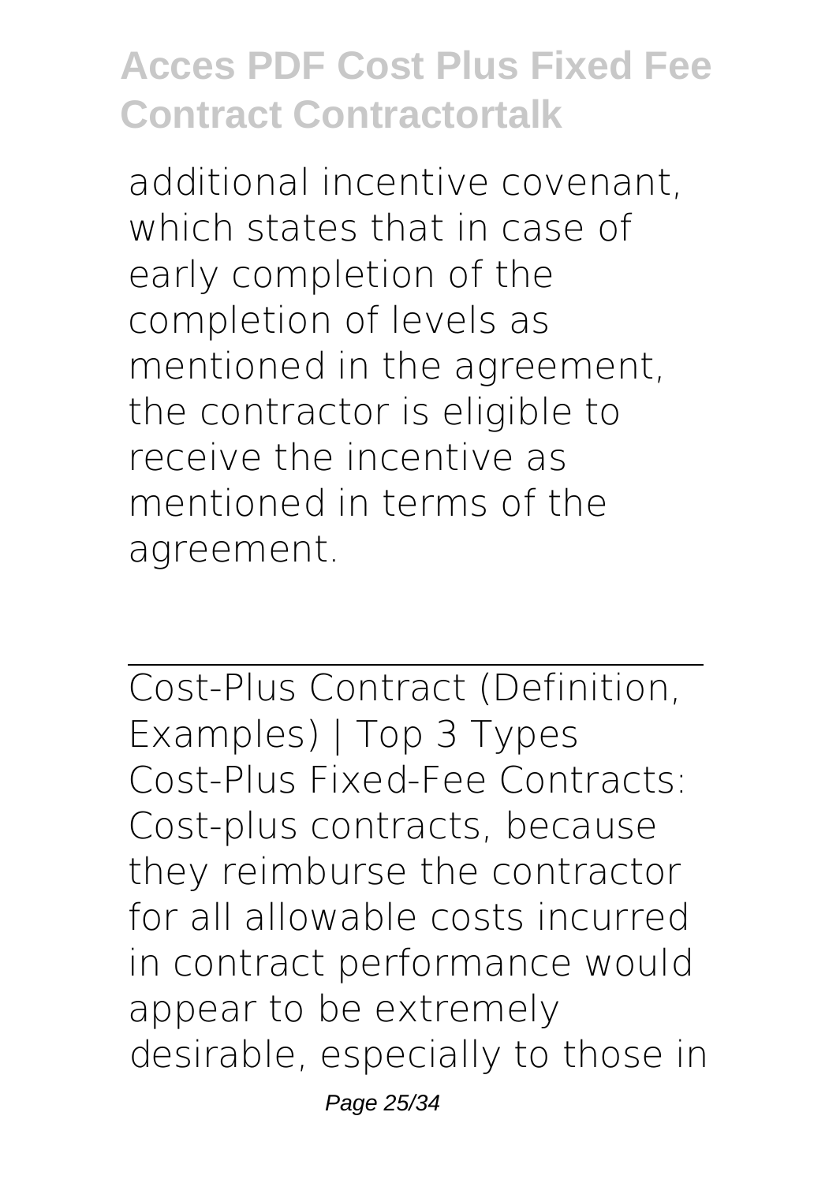additional incentive covenant, which states that in case of early completion of the completion of levels as mentioned in the agreement, the contractor is eligible to receive the incentive as mentioned in terms of the agreement.

---

Cost-Plus Contract (Definition, Examples) | Top 3 Types

Cost-Plus Fixed-Fee Contracts: Cost-plus contracts, because they reimburse the contractor for all allowable costs incurred in contract performance would appear to be extremely desirable, especially to those in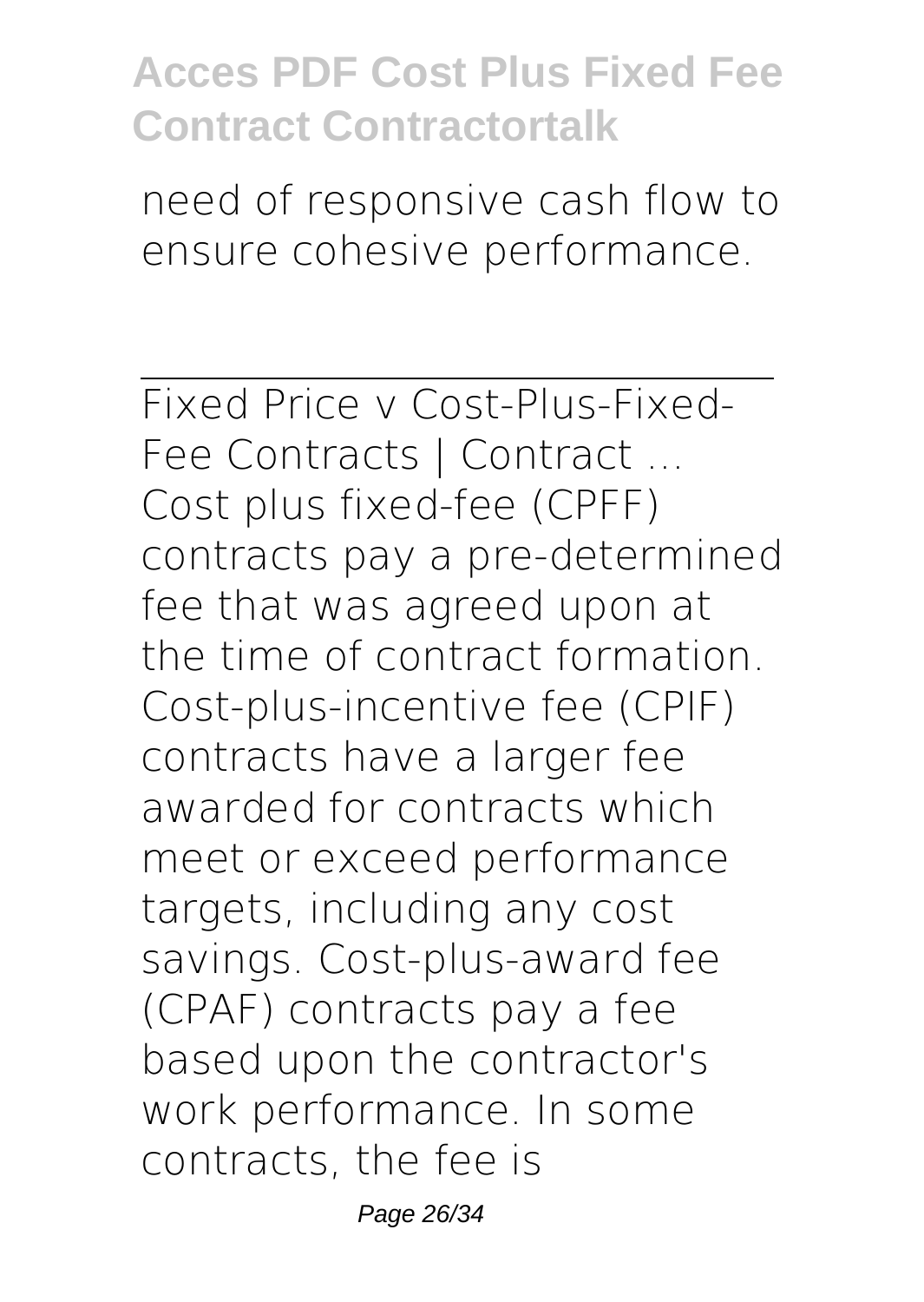need of responsive cash flow to ensure cohesive performance.

Fixed Price v Cost-Plus-Fixed-Fee Contracts | Contract ...

Cost plus fixed-fee (CPFF) contracts pay a pre-determined fee that was agreed upon at the time of contract formation. Cost-plus-incentive fee (CPIF) contracts have a larger fee awarded for contracts which meet or exceed performance targets, including any cost savings. Cost-plus-award fee (CPAF) contracts pay a fee based upon the contractor's work performance. In some contracts, the fee is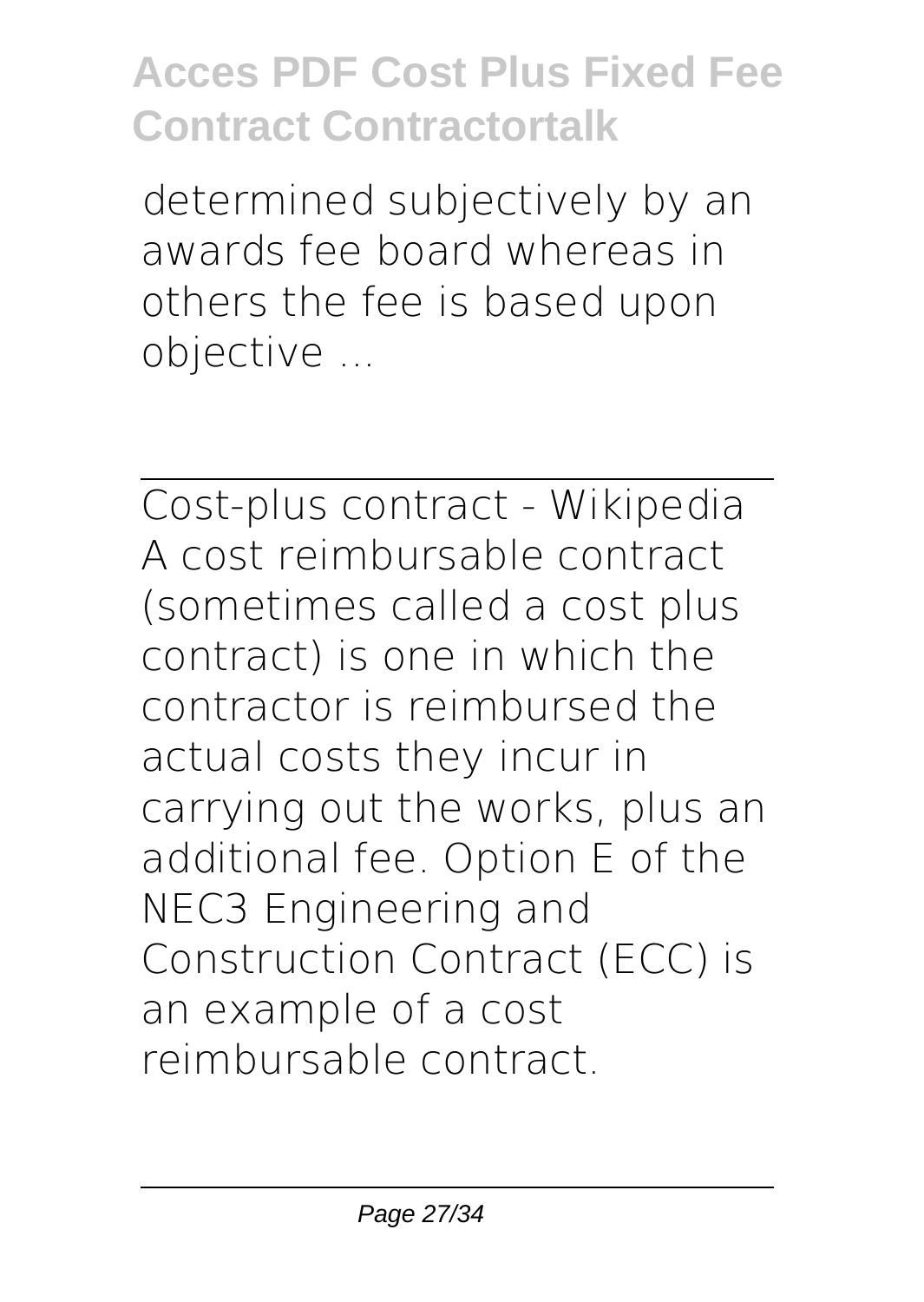determined subjectively by an awards fee board whereas in others the fee is based upon objective ...

---

Cost-plus contract - Wikipedia
A cost reimbursable contract (sometimes called a cost plus contract) is one in which the contractor is reimbursed the actual costs they incur in carrying out the works, plus an additional fee. Option E of the NEC3 Engineering and Construction Contract (ECC) is an example of a cost reimbursable contract.

---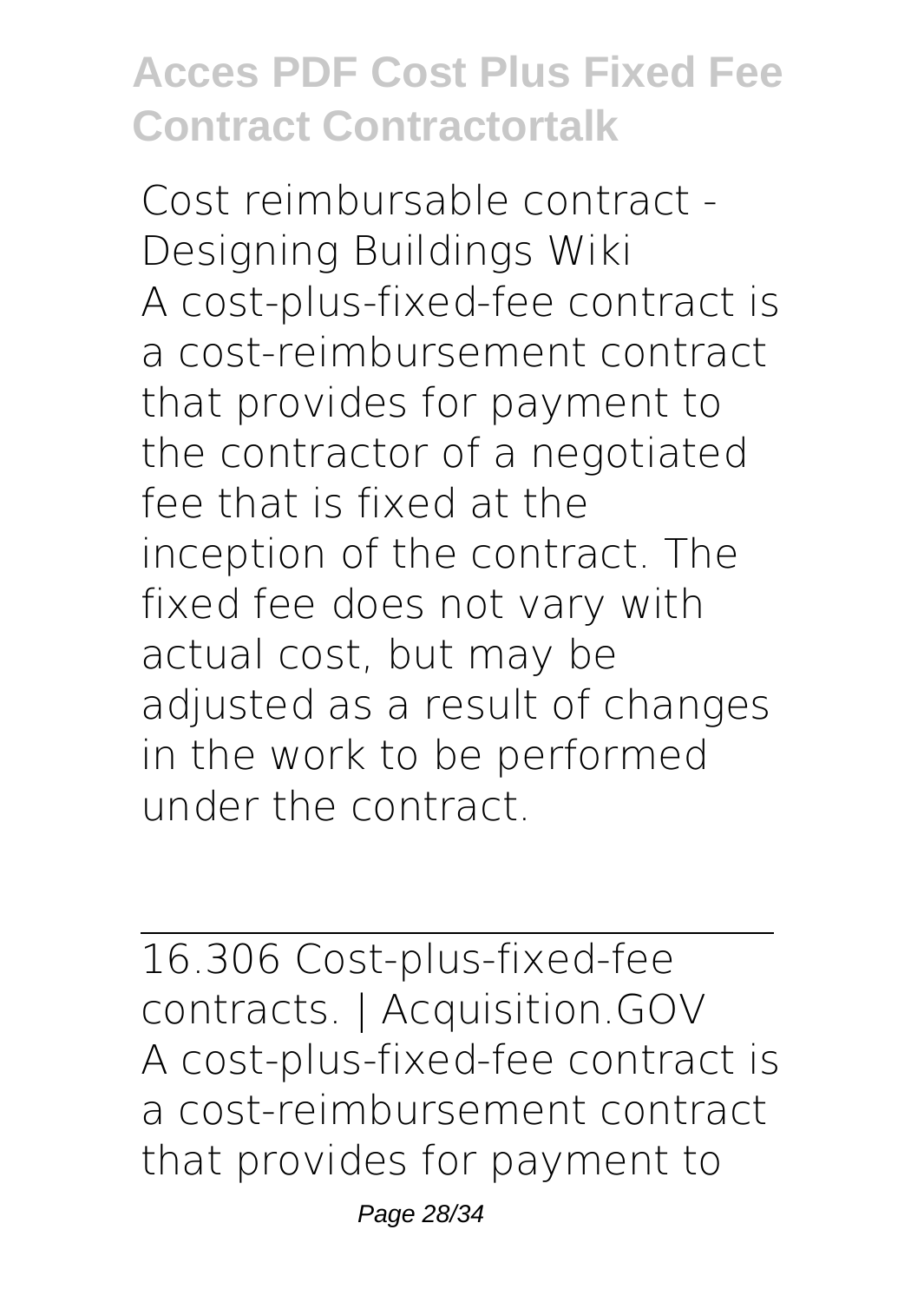Cost reimbursable contract - Designing Buildings Wiki

A cost-plus-fixed-fee contract is a cost-reimbursement contract that provides for payment to the contractor of a negotiated fee that is fixed at the inception of the contract. The fixed fee does not vary with actual cost, but may be adjusted as a result of changes in the work to be performed under the contract.

---

16.306 Cost-plus-fixed-fee contracts. | Acquisition.GOV

A cost-plus-fixed-fee contract is a cost-reimbursement contract that provides for payment to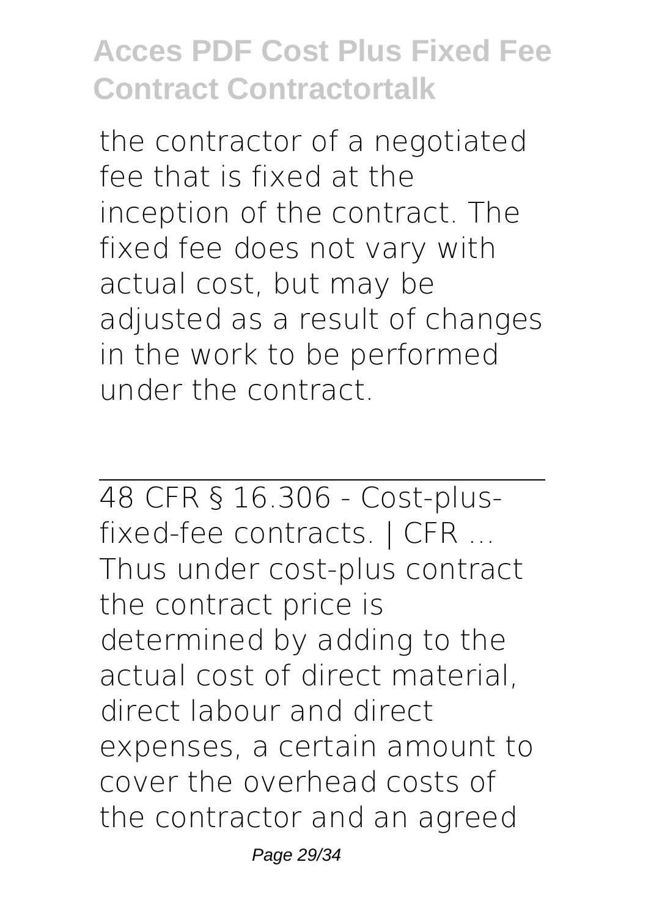the contractor of a negotiated fee that is fixed at the inception of the contract. The fixed fee does not vary with actual cost, but may be adjusted as a result of changes in the work to be performed under the contract.

48 CFR § 16.306 - Cost-plus-fixed-fee contracts. | CFR ...

Thus under cost-plus contract the contract price is determined by adding to the actual cost of direct material, direct labour and direct expenses, a certain amount to cover the overhead costs of the contractor and an agreed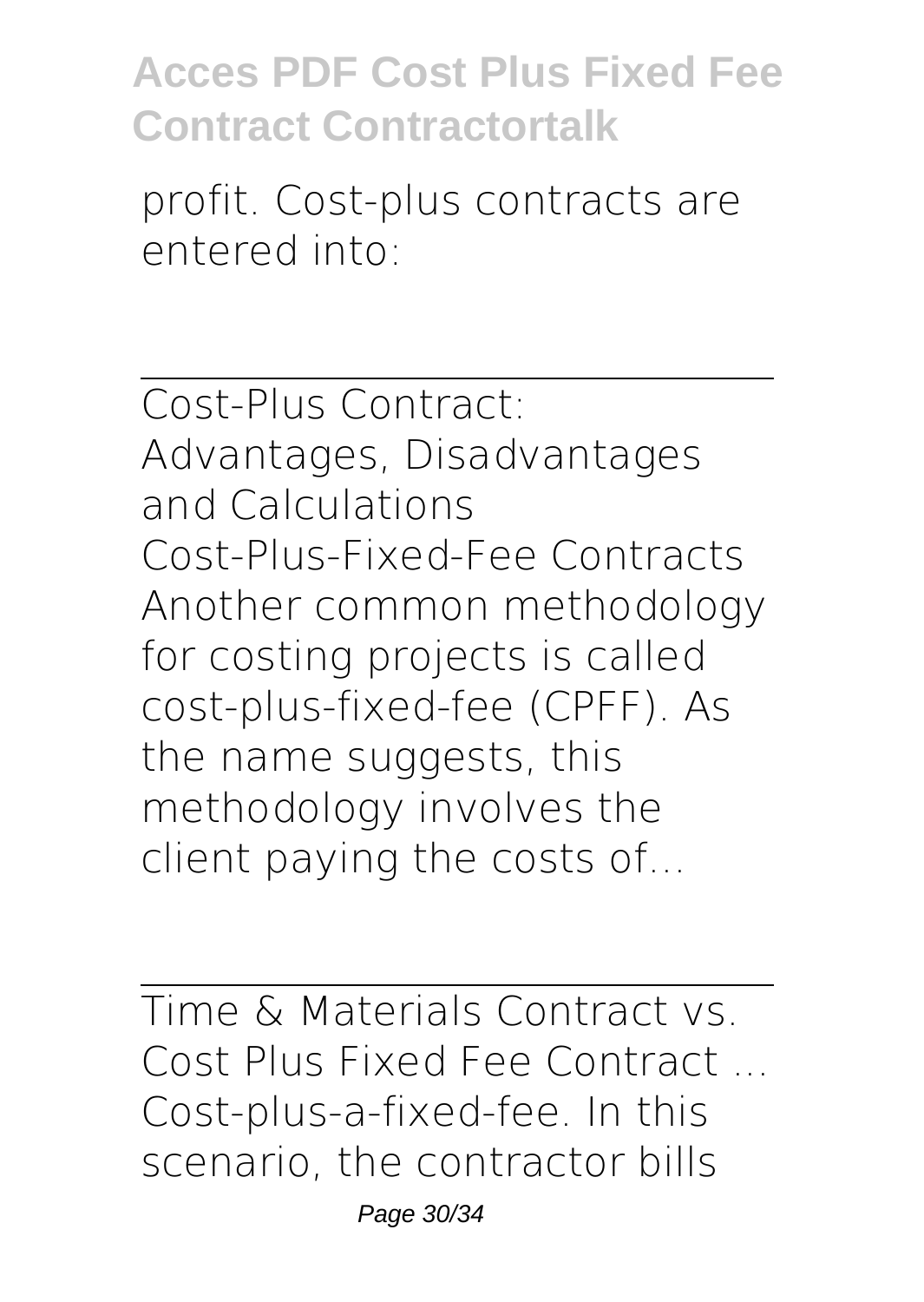profit. Cost-plus contracts are entered into:

---

Cost-Plus Contract: Advantages, Disadvantages and Calculations

Cost-Plus-Fixed-Fee Contracts Another common methodology for costing projects is called cost-plus-fixed-fee (CPFF). As the name suggests, this methodology involves the client paying the costs of...

---

Time & Materials Contract vs. Cost Plus Fixed Fee Contract ...

Cost-plus-a-fixed-fee. In this scenario, the contractor bills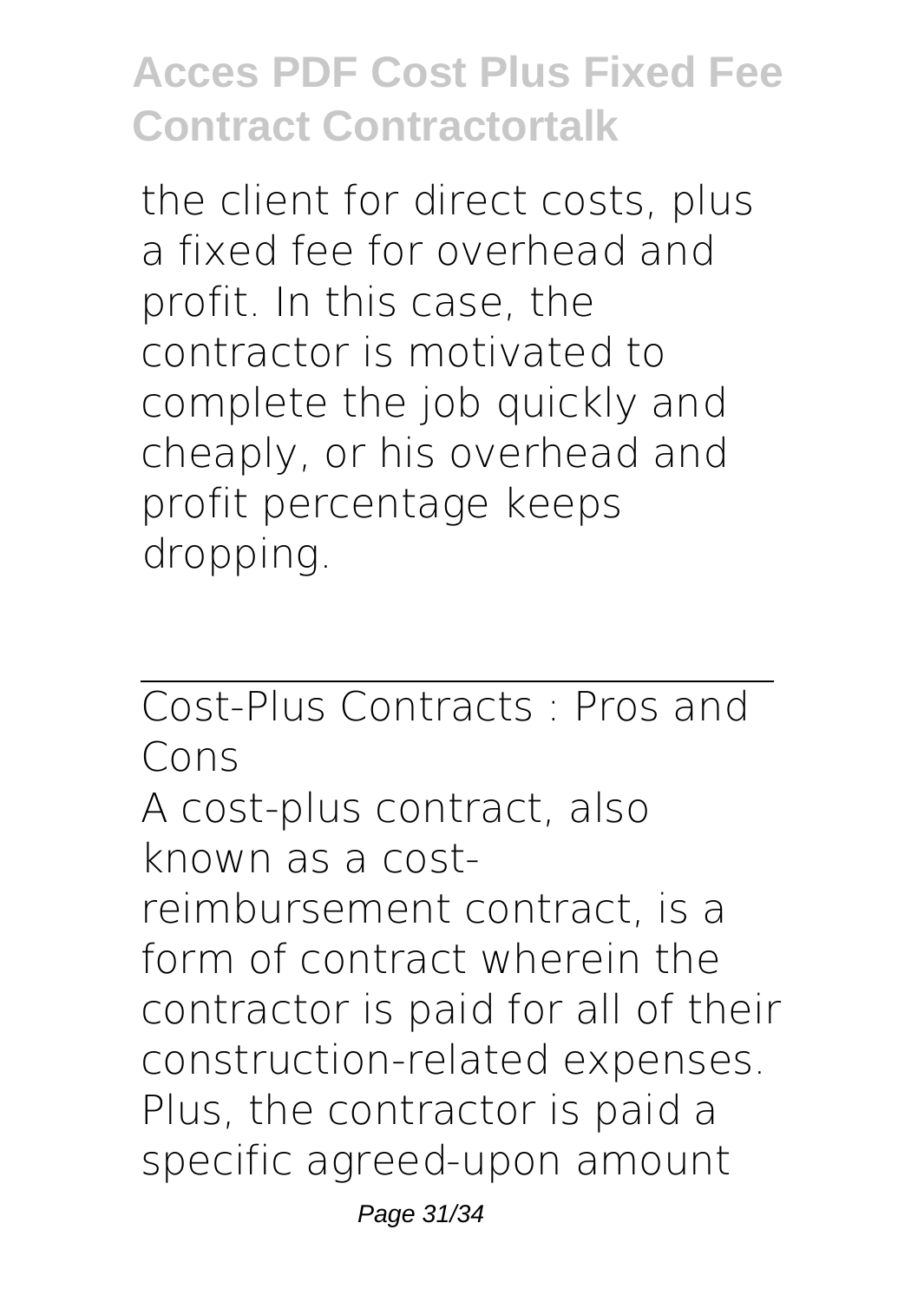the client for direct costs, plus a fixed fee for overhead and profit. In this case, the contractor is motivated to complete the job quickly and cheaply, or his overhead and profit percentage keeps dropping.

## Cost-Plus Contracts : Pros and Cons

A cost-plus contract, also known as a cost-reimbursement contract, is a form of contract wherein the contractor is paid for all of their construction-related expenses. Plus, the contractor is paid a specific agreed-upon amount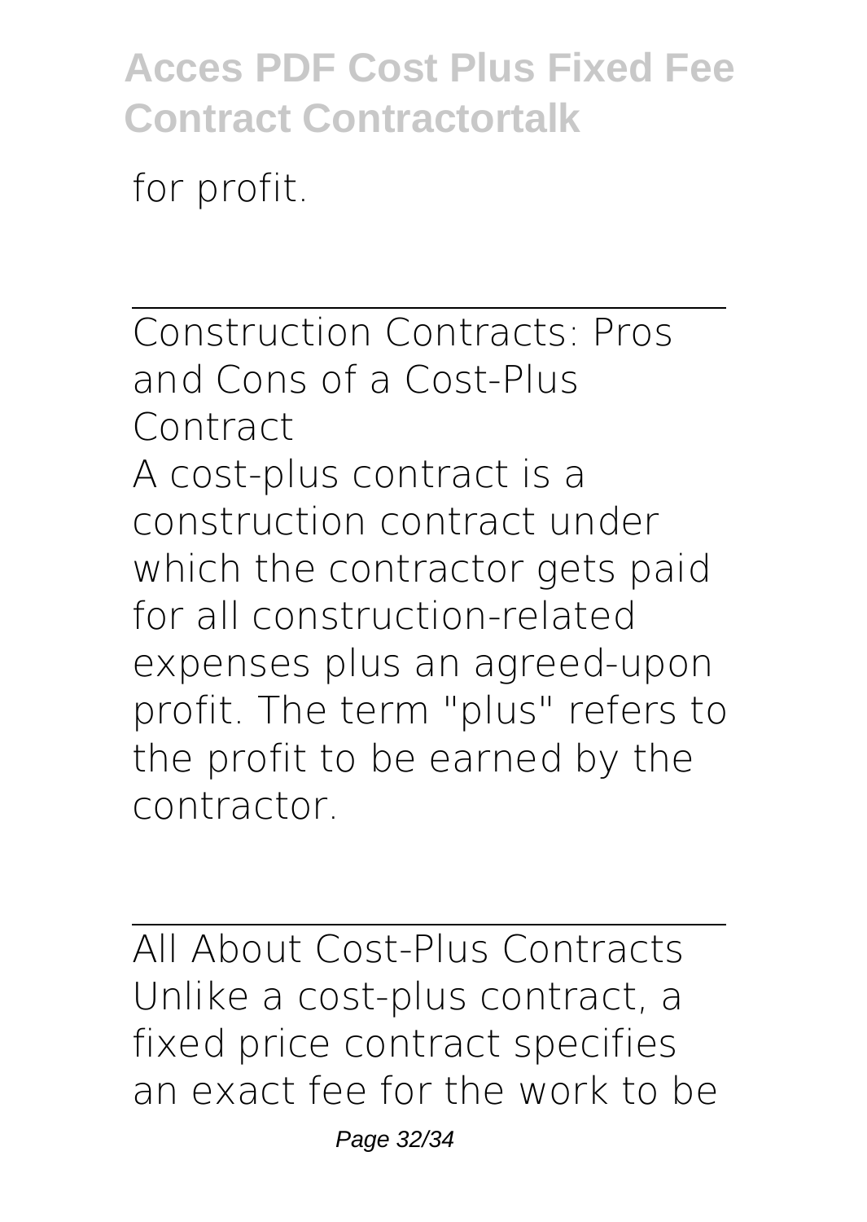for profit.

Construction Contracts: Pros and Cons of a Cost-Plus Contract

A cost-plus contract is a construction contract under which the contractor gets paid for all construction-related expenses plus an agreed-upon profit. The term "plus" refers to the profit to be earned by the contractor.

All About Cost-Plus Contracts

Unlike a cost-plus contract, a fixed price contract specifies an exact fee for the work to be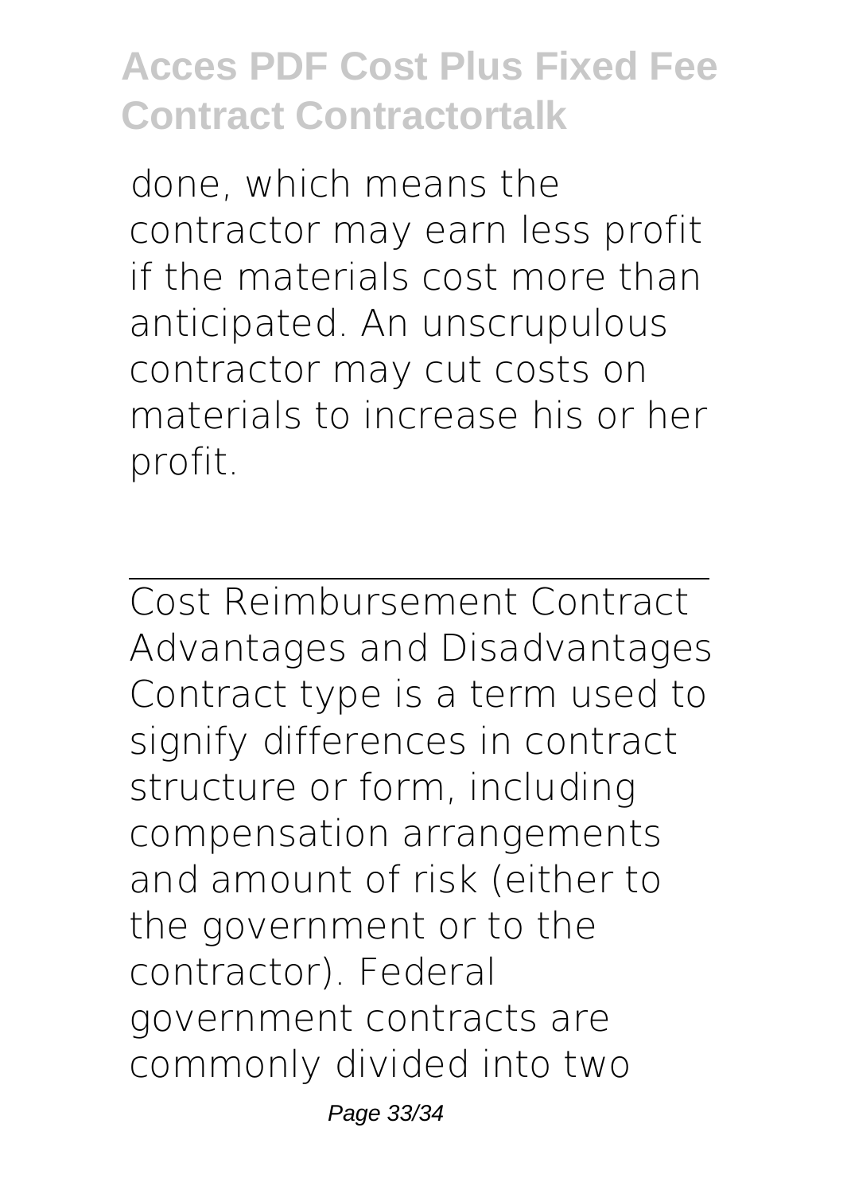done, which means the contractor may earn less profit if the materials cost more than anticipated. An unscrupulous contractor may cut costs on materials to increase his or her profit.

---

Cost Reimbursement Contract Advantages and Disadvantages
Contract type is a term used to signify differences in contract structure or form, including compensation arrangements and amount of risk (either to the government or to the contractor). Federal government contracts are commonly divided into two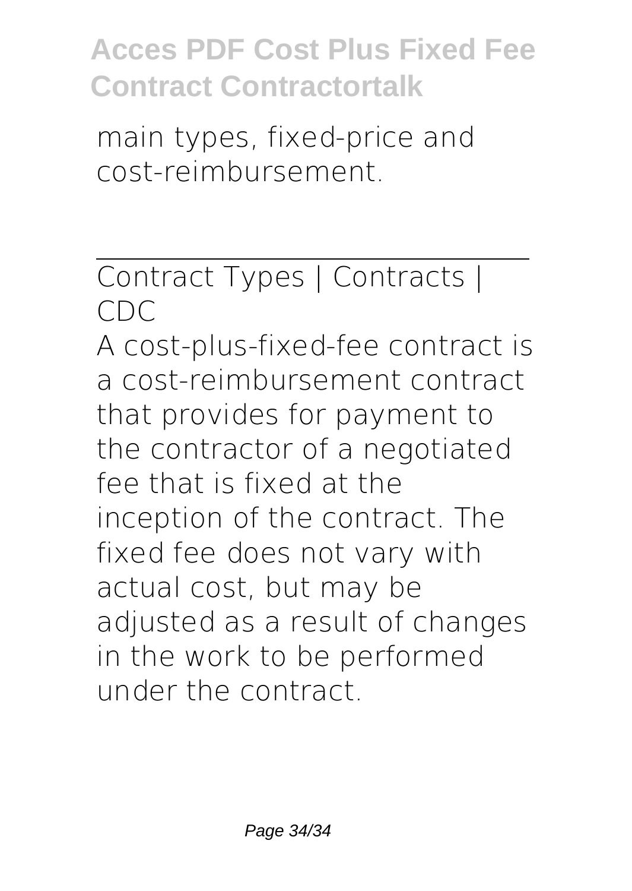main types, fixed-price and cost-reimbursement.

---

Contract Types | Contracts | CDC

A cost-plus-fixed-fee contract is a cost-reimbursement contract that provides for payment to the contractor of a negotiated fee that is fixed at the inception of the contract. The fixed fee does not vary with actual cost, but may be adjusted as a result of changes in the work to be performed under the contract.